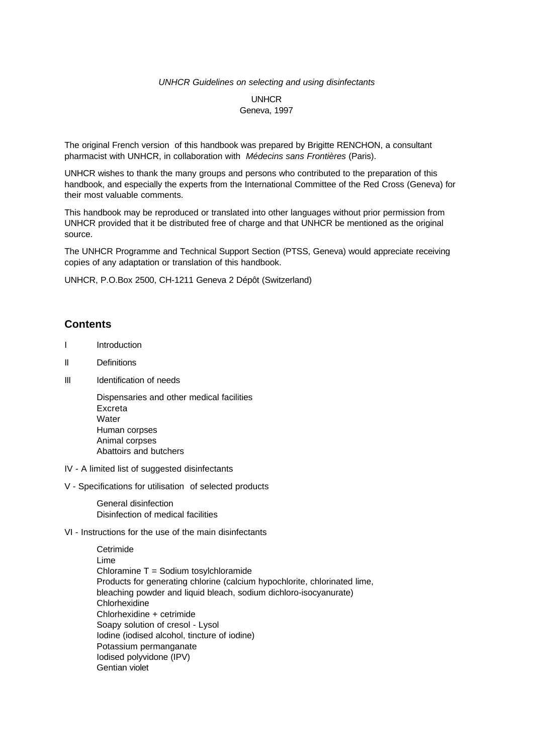*UNHCR Guidelines on selecting and using disinfectants*

UNHCR
Geneva, 1997

The original French version of this handbook was prepared by Brigitte RENCHON, a consultant pharmacist with UNHCR, in collaboration with *Médecins sans Frontières* (Paris).

UNHCR wishes to thank the many groups and persons who contributed to the preparation of this handbook, and especially the experts from the International Committee of the Red Cross (Geneva) for their most valuable comments.

This handbook may be reproduced or translated into other languages without prior permission from UNHCR provided that it be distributed free of charge and that UNHCR be mentioned as the original source.

The UNHCR Programme and Technical Support Section (PTSS, Geneva) would appreciate receiving copies of any adaptation or translation of this handbook.

UNHCR, P.O.Box 2500, CH-1211 Geneva 2 Dépôt (Switzerland)

## Contents

I Introduction

II Definitions

III Identification of needs

- Dispensaries and other medical facilities
- Excreta
- Water
- Human corpses
- Animal corpses
- Abattoirs and butchers

IV - A limited list of suggested disinfectants

V - Specifications for utilisation of selected products

- General disinfection
- Disinfection of medical facilities

VI - Instructions for the use of the main disinfectants

- Cetrimide
- Lime
- Chloramine T = Sodium tosylchloramide
- Products for generating chlorine (calcium hypochlorite, chlorinated lime, bleaching powder and liquid bleach, sodium dichloro-isocyanurate)
- Chlorhexidine
- Chlorhexidine + cetrimide
- Soapy solution of cresol - Lysol
- Iodine (iodised alcohol, tincture of iodine)
- Potassium permanganate
- Iodised polyvidone (IPV)
- Gentian violet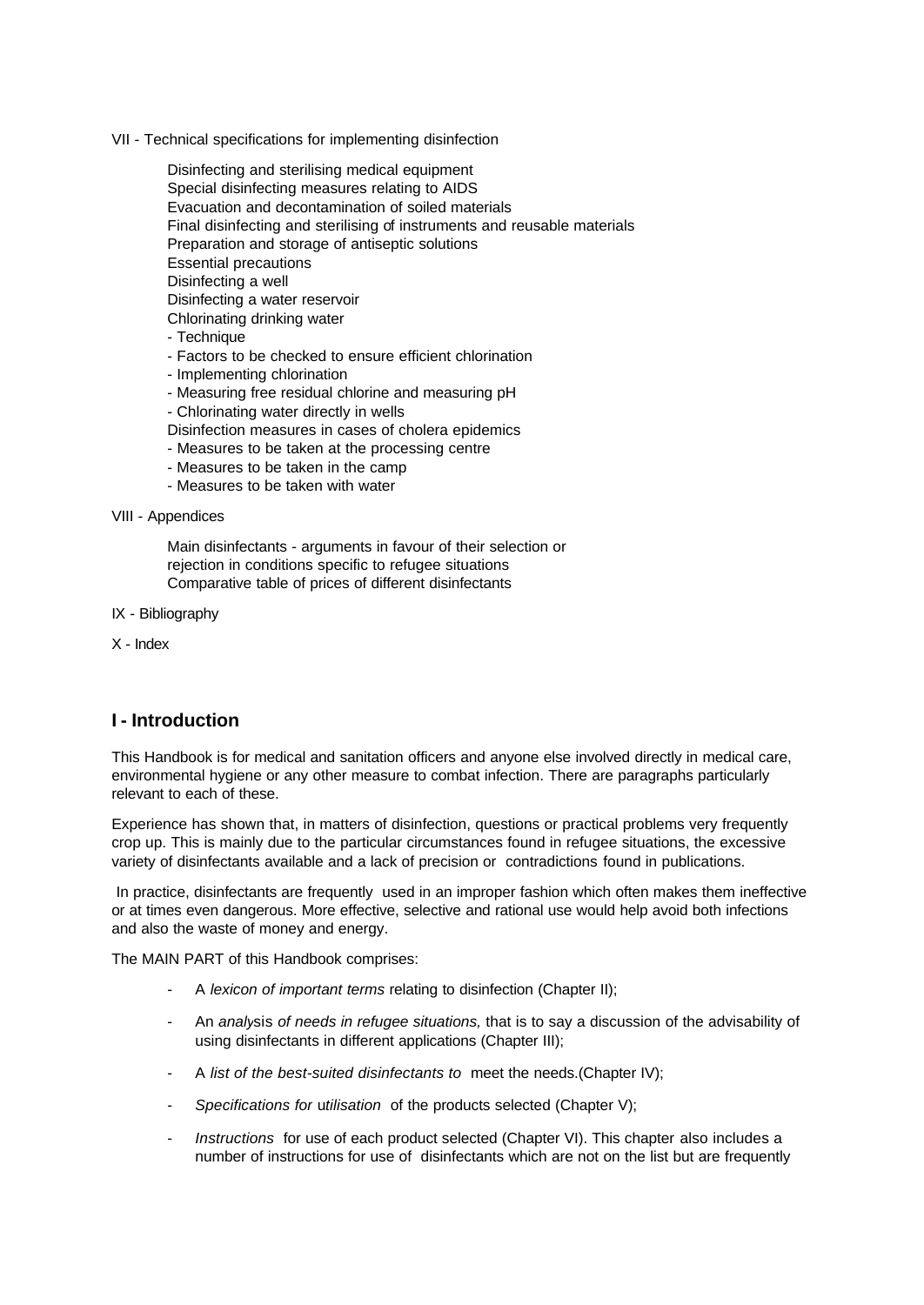VII - Technical specifications for implementing disinfection

Disinfecting and sterilising medical equipment
Special disinfecting measures relating to AIDS
Evacuation and decontamination of soiled materials
Final disinfecting and sterilising of instruments and reusable materials
Preparation and storage of antiseptic solutions
Essential precautions
Disinfecting a well
Disinfecting a water reservoir
Chlorinating drinking water
- Technique
- Factors to be checked to ensure efficient chlorination
- Implementing chlorination
- Measuring free residual chlorine and measuring pH
- Chlorinating water directly in wells
Disinfection measures in cases of cholera epidemics
- Measures to be taken at the processing centre
- Measures to be taken in the camp
- Measures to be taken with water

VIII - Appendices

Main disinfectants - arguments in favour of their selection or rejection in conditions specific to refugee situations
Comparative table of prices of different disinfectants

IX - Bibliography

X - Index

## I - Introduction

This Handbook is for medical and sanitation officers and anyone else involved directly in medical care, environmental hygiene or any other measure to combat infection. There are paragraphs particularly relevant to each of these.

Experience has shown that, in matters of disinfection, questions or practical problems very frequently crop up. This is mainly due to the particular circumstances found in refugee situations, the excessive variety of disinfectants available and a lack of precision or contradictions found in publications.

In practice, disinfectants are frequently used in an improper fashion which often makes them ineffective or at times even dangerous. More effective, selective and rational use would help avoid both infections and also the waste of money and energy.

The MAIN PART of this Handbook comprises:

- A *lexicon of important terms* relating to disinfection (Chapter II);
- An *analysis of needs in refugee situations,* that is to say a discussion of the advisability of using disinfectants in different applications (Chapter III);
- A *list of the best-suited disinfectants to* meet the needs.(Chapter IV);
- *Specifications for utilisation* of the products selected (Chapter V);
- *Instructions* for use of each product selected (Chapter VI). This chapter also includes a number of instructions for use of disinfectants which are not on the list but are frequently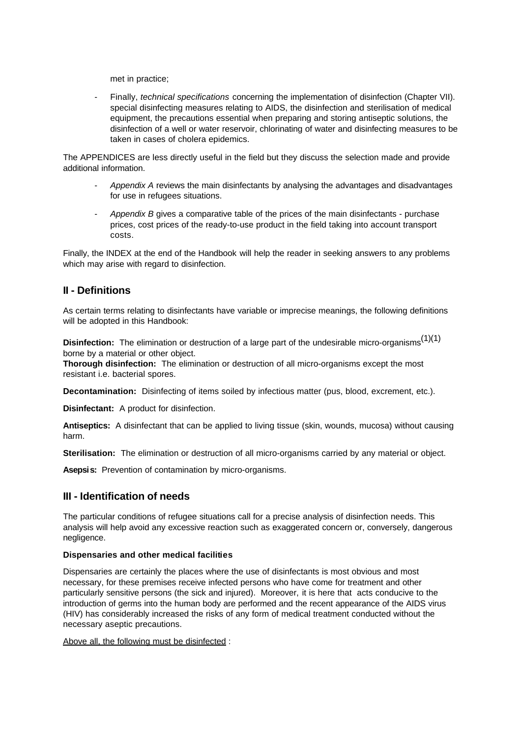met in practice;

- Finally, *technical specifications* concerning the implementation of disinfection (Chapter VII). special disinfecting measures relating to AIDS, the disinfection and sterilisation of medical equipment, the precautions essential when preparing and storing antiseptic solutions, the disinfection of a well or water reservoir, chlorinating of water and disinfecting measures to be taken in cases of cholera epidemics.

The APPENDICES are less directly useful in the field but they discuss the selection made and provide additional information.

- *Appendix A* reviews the main disinfectants by analysing the advantages and disadvantages for use in refugees situations.
- *Appendix B* gives a comparative table of the prices of the main disinfectants - purchase prices, cost prices of the ready-to-use product in the field taking into account transport costs.

Finally, the INDEX at the end of the Handbook will help the reader in seeking answers to any problems which may arise with regard to disinfection.

## II - Definitions

As certain terms relating to disinfectants have variable or imprecise meanings, the following definitions will be adopted in this Handbook:

**Disinfection:** The elimination or destruction of a large part of the undesirable micro-organisms[(1)(1)] borne by a material or other object.
**Thorough disinfection:** The elimination or destruction of all micro-organisms except the most resistant i.e. bacterial spores.

**Decontamination:** Disinfecting of items soiled by infectious matter (pus, blood, excrement, etc.).

**Disinfectant:** A product for disinfection.

**Antiseptics:** A disinfectant that can be applied to living tissue (skin, wounds, mucosa) without causing harm.

**Sterilisation:** The elimination or destruction of all micro-organisms carried by any material or object.

**Asepsis:** Prevention of contamination by micro-organisms.

## III - Identification of needs

The particular conditions of refugee situations call for a precise analysis of disinfection needs. This analysis will help avoid any excessive reaction such as exaggerated concern or, conversely, dangerous negligence.

**Dispensaries and other medical facilities**

Dispensaries are certainly the places where the use of disinfectants is most obvious and most necessary, for these premises receive infected persons who have come for treatment and other particularly sensitive persons (the sick and injured). Moreover, it is here that acts conducive to the introduction of germs into the human body are performed and the recent appearance of the AIDS virus (HIV) has considerably increased the risks of any form of medical treatment conducted without the necessary aseptic precautions.

<u>Above all, the following must be disinfected</u> :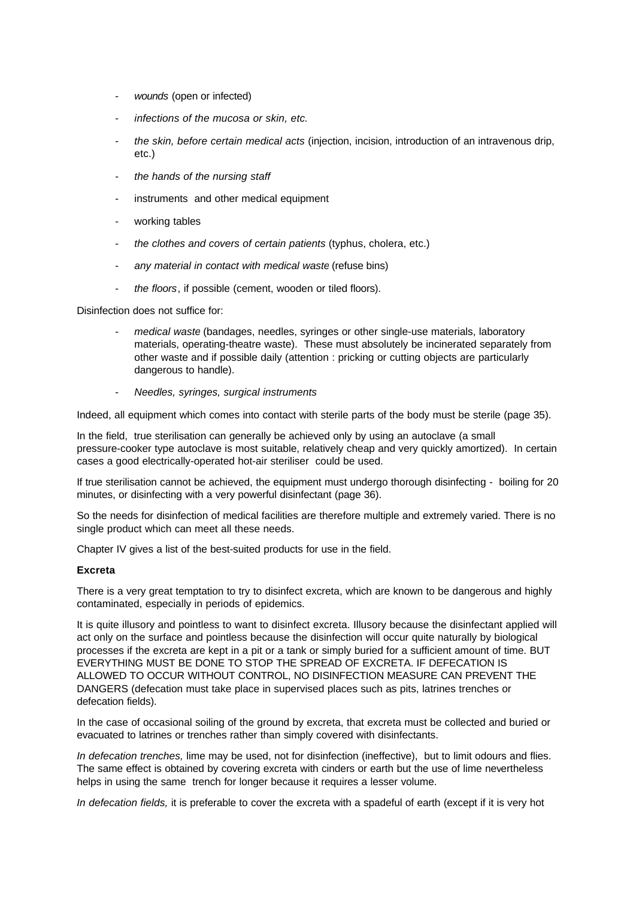- *wounds* (open or infected)
- *infections of the mucosa or skin, etc.*
- *the skin, before certain medical acts* (injection, incision, introduction of an intravenous drip, etc.)
- *the hands of the nursing staff*
- instruments and other medical equipment
- working tables
- *the clothes and covers of certain patients* (typhus, cholera, etc.)
- *any material in contact with medical waste* (refuse bins)
- *the floors*, if possible (cement, wooden or tiled floors).

Disinfection does not suffice for:

- *medical waste* (bandages, needles, syringes or other single-use materials, laboratory materials, operating-theatre waste). These must absolutely be incinerated separately from other waste and if possible daily (attention : pricking or cutting objects are particularly dangerous to handle).
- *Needles, syringes, surgical instruments*

Indeed, all equipment which comes into contact with sterile parts of the body must be sterile (page 35).

In the field, true sterilisation can generally be achieved only by using an autoclave (a small pressure-cooker type autoclave is most suitable, relatively cheap and very quickly amortized). In certain cases a good electrically-operated hot-air steriliser could be used.

If true sterilisation cannot be achieved, the equipment must undergo thorough disinfecting - boiling for 20 minutes, or disinfecting with a very powerful disinfectant (page 36).

So the needs for disinfection of medical facilities are therefore multiple and extremely varied. There is no single product which can meet all these needs.

Chapter IV gives a list of the best-suited products for use in the field.

**Excreta**

There is a very great temptation to try to disinfect excreta, which are known to be dangerous and highly contaminated, especially in periods of epidemics.

It is quite illusory and pointless to want to disinfect excreta. Illusory because the disinfectant applied will act only on the surface and pointless because the disinfection will occur quite naturally by biological processes if the excreta are kept in a pit or a tank or simply buried for a sufficient amount of time. BUT EVERYTHING MUST BE DONE TO STOP THE SPREAD OF EXCRETA. IF DEFECATION IS ALLOWED TO OCCUR WITHOUT CONTROL, NO DISINFECTION MEASURE CAN PREVENT THE DANGERS (defecation must take place in supervised places such as pits, latrines trenches or defecation fields).

In the case of occasional soiling of the ground by excreta, that excreta must be collected and buried or evacuated to latrines or trenches rather than simply covered with disinfectants.

*In defecation trenches,* lime may be used, not for disinfection (ineffective), but to limit odours and flies. The same effect is obtained by covering excreta with cinders or earth but the use of lime nevertheless helps in using the same trench for longer because it requires a lesser volume.

*In defecation fields,* it is preferable to cover the excreta with a spadeful of earth (except if it is very hot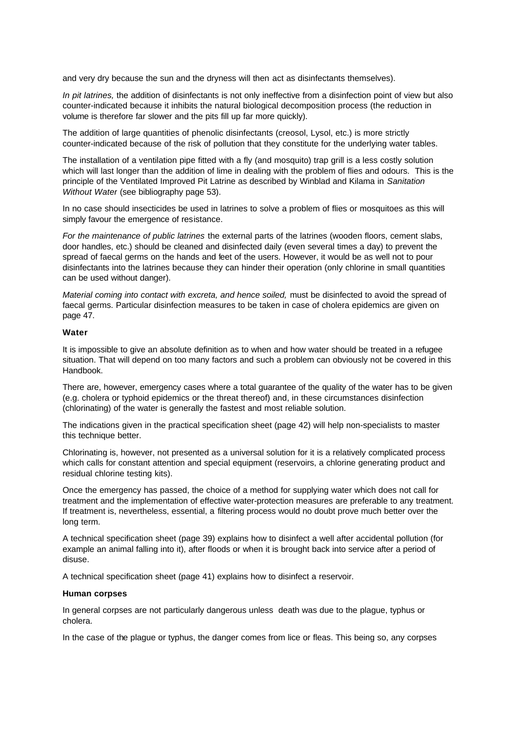and very dry because the sun and the dryness will then act as disinfectants themselves).

*In pit latrines,* the addition of disinfectants is not only ineffective from a disinfection point of view but also counter-indicated because it inhibits the natural biological decomposition process (the reduction in volume is therefore far slower and the pits fill up far more quickly).

The addition of large quantities of phenolic disinfectants (creosol, Lysol, etc.) is more strictly counter-indicated because of the risk of pollution that they constitute for the underlying water tables.

The installation of a ventilation pipe fitted with a fly (and mosquito) trap grill is a less costly solution which will last longer than the addition of lime in dealing with the problem of flies and odours. This is the principle of the Ventilated Improved Pit Latrine as described by Winblad and Kilama in *Sanitation Without Water* (see bibliography page 53).

In no case should insecticides be used in latrines to solve a problem of flies or mosquitoes as this will simply favour the emergence of resistance.

*For the maintenance of public latrines* the external parts of the latrines (wooden floors, cement slabs, door handles, etc.) should be cleaned and disinfected daily (even several times a day) to prevent the spread of faecal germs on the hands and feet of the users. However, it would be as well not to pour disinfectants into the latrines because they can hinder their operation (only chlorine in small quantities can be used without danger).

*Material coming into contact with excreta, and hence soiled,* must be disinfected to avoid the spread of faecal germs. Particular disinfection measures to be taken in case of cholera epidemics are given on page 47.

**Water**

It is impossible to give an absolute definition as to when and how water should be treated in a refugee situation. That will depend on too many factors and such a problem can obviously not be covered in this Handbook.

There are, however, emergency cases where a total guarantee of the quality of the water has to be given (e.g. cholera or typhoid epidemics or the threat thereof) and, in these circumstances disinfection (chlorinating) of the water is generally the fastest and most reliable solution.

The indications given in the practical specification sheet (page 42) will help non-specialists to master this technique better.

Chlorinating is, however, not presented as a universal solution for it is a relatively complicated process which calls for constant attention and special equipment (reservoirs, a chlorine generating product and residual chlorine testing kits).

Once the emergency has passed, the choice of a method for supplying water which does not call for treatment and the implementation of effective water-protection measures are preferable to any treatment. If treatment is, nevertheless, essential, a filtering process would no doubt prove much better over the long term.

A technical specification sheet (page 39) explains how to disinfect a well after accidental pollution (for example an animal falling into it), after floods or when it is brought back into service after a period of disuse.

A technical specification sheet (page 41) explains how to disinfect a reservoir.

**Human corpses**

In general corpses are not particularly dangerous unless death was due to the plague, typhus or cholera.

In the case of the plague or typhus, the danger comes from lice or fleas. This being so, any corpses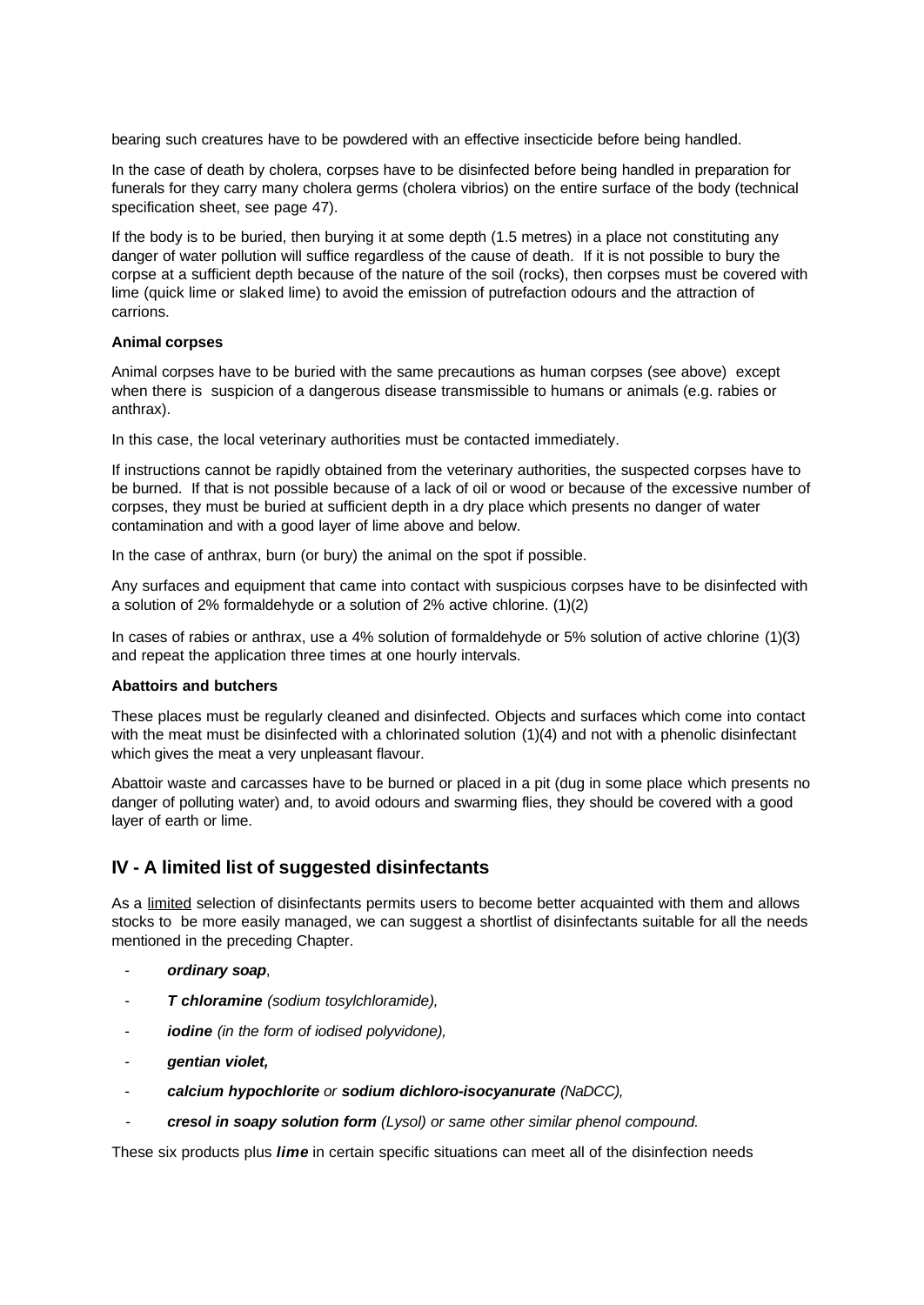bearing such creatures have to be powdered with an effective insecticide before being handled.

In the case of death by cholera, corpses have to be disinfected before being handled in preparation for funerals for they carry many cholera germs (cholera vibrios) on the entire surface of the body (technical specification sheet, see page 47).

If the body is to be buried, then burying it at some depth (1.5 metres) in a place not constituting any danger of water pollution will suffice regardless of the cause of death. If it is not possible to bury the corpse at a sufficient depth because of the nature of the soil (rocks), then corpses must be covered with lime (quick lime or slaked lime) to avoid the emission of putrefaction odours and the attraction of carrions.

**Animal corpses**

Animal corpses have to be buried with the same precautions as human corpses (see above) except when there is suspicion of a dangerous disease transmissible to humans or animals (e.g. rabies or anthrax).

In this case, the local veterinary authorities must be contacted immediately.

If instructions cannot be rapidly obtained from the veterinary authorities, the suspected corpses have to be burned. If that is not possible because of a lack of oil or wood or because of the excessive number of corpses, they must be buried at sufficient depth in a dry place which presents no danger of water contamination and with a good layer of lime above and below.

In the case of anthrax, burn (or bury) the animal on the spot if possible.

Any surfaces and equipment that came into contact with suspicious corpses have to be disinfected with a solution of 2% formaldehyde or a solution of 2% active chlorine. (1)(2)

In cases of rabies or anthrax, use a 4% solution of formaldehyde or 5% solution of active chlorine (1)(3) and repeat the application three times at one hourly intervals.

**Abattoirs and butchers**

These places must be regularly cleaned and disinfected. Objects and surfaces which come into contact with the meat must be disinfected with a chlorinated solution (1)(4) and not with a phenolic disinfectant which gives the meat a very unpleasant flavour.

Abattoir waste and carcasses have to be burned or placed in a pit (dug in some place which presents no danger of polluting water) and, to avoid odours and swarming flies, they should be covered with a good layer of earth or lime.

## IV - A limited list of suggested disinfectants

As a limited selection of disinfectants permits users to become better acquainted with them and allows stocks to be more easily managed, we can suggest a shortlist of disinfectants suitable for all the needs mentioned in the preceding Chapter.

- ***ordinary soap***,
- ***T chloramine*** *(sodium tosylchloramide),*
- ***iodine*** *(in the form of iodised polyvidone),*
- ***gentian violet,***
- ***calcium hypochlorite*** *or* ***sodium dichloro-isocyanurate*** *(NaDCC),*
- ***cresol in soapy solution form*** *(Lysol) or same other similar phenol compound.*

These six products plus ***lime*** in certain specific situations can meet all of the disinfection needs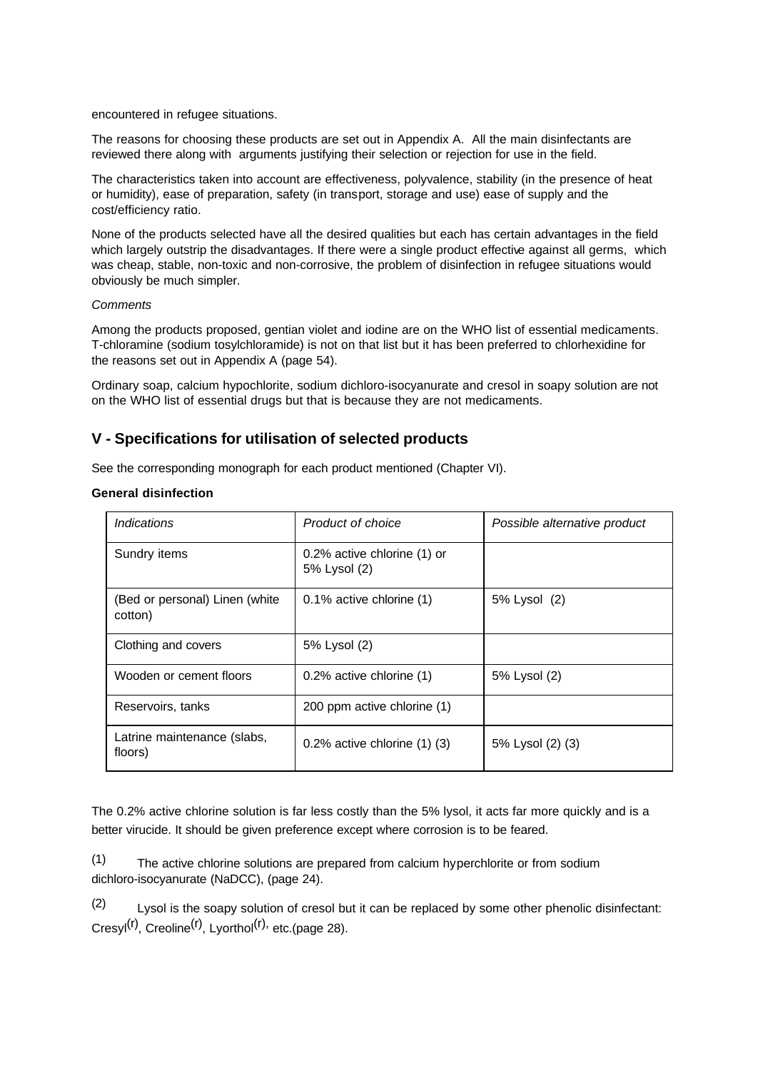encountered in refugee situations.

The reasons for choosing these products are set out in Appendix A. All the main disinfectants are reviewed there along with arguments justifying their selection or rejection for use in the field.

The characteristics taken into account are effectiveness, polyvalence, stability (in the presence of heat or humidity), ease of preparation, safety (in transport, storage and use) ease of supply and the cost/efficiency ratio.

None of the products selected have all the desired qualities but each has certain advantages in the field which largely outstrip the disadvantages. If there were a single product effective against all germs, which was cheap, stable, non-toxic and non-corrosive, the problem of disinfection in refugee situations would obviously be much simpler.

*Comments*

Among the products proposed, gentian violet and iodine are on the WHO list of essential medicaments. T-chloramine (sodium tosylchloramide) is not on that list but it has been preferred to chlorhexidine for the reasons set out in Appendix A (page 54).

Ordinary soap, calcium hypochlorite, sodium dichloro-isocyanurate and cresol in soapy solution are not on the WHO list of essential drugs but that is because they are not medicaments.

## V - Specifications for utilisation of selected products

See the corresponding monograph for each product mentioned (Chapter VI).

**General disinfection**

| *Indications* | *Product of choice* | *Possible alternative product* |
|---|---|---|
| Sundry items | 0.2% active chlorine (1) or 5% Lysol (2) | |
| (Bed or personal) Linen (white cotton) | 0.1% active chlorine (1) | 5% Lysol (2) |
| Clothing and covers | 5% Lysol (2) | |
| Wooden or cement floors | 0.2% active chlorine (1) | 5% Lysol (2) |
| Reservoirs, tanks | 200 ppm active chlorine (1) | |
| Latrine maintenance (slabs, floors) | 0.2% active chlorine (1) (3) | 5% Lysol (2) (3) |

The 0.2% active chlorine solution is far less costly than the 5% lysol, it acts far more quickly and is a better virucide. It should be given preference except where corrosion is to be feared.

(1) The active chlorine solutions are prepared from calcium hyperchlorite or from sodium dichloro-isocyanurate (NaDCC), (page 24).

(2) Lysol is the soapy solution of cresol but it can be replaced by some other phenolic disinfectant: Cresyl(r), Creoline(r), Lyorthol(r), etc.(page 28).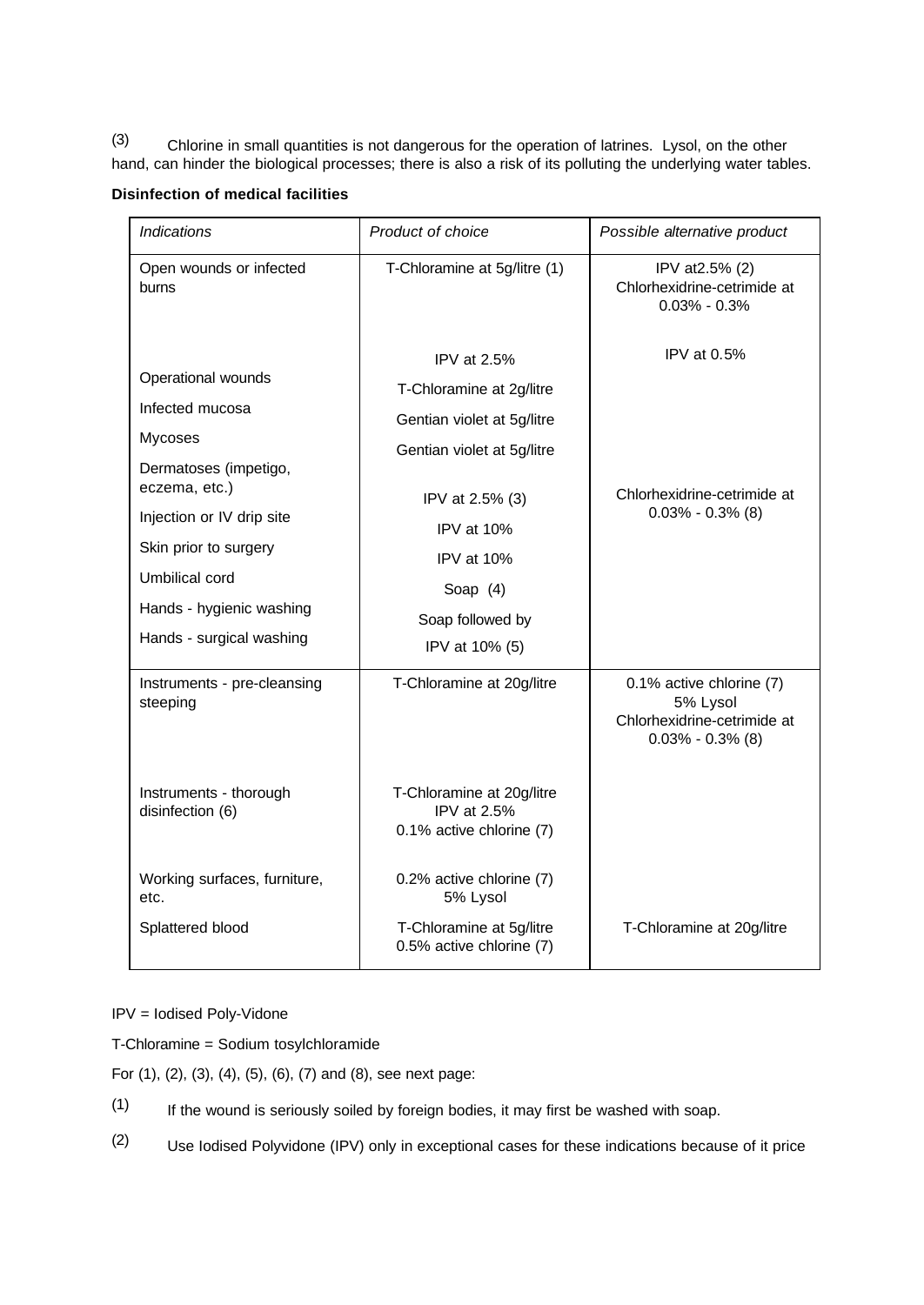(3) Chlorine in small quantities is not dangerous for the operation of latrines. Lysol, on the other hand, can hinder the biological processes; there is also a risk of its polluting the underlying water tables.

**Disinfection of medical facilities**

| *Indications* | *Product of choice* | *Possible alternative product* |
|---|---|---|
| Open wounds or infected burns | T-Chloramine at 5g/litre (1) | IPV at2.5% (2)<br>Chlorhexidrine-cetrimide at 0.03% - 0.3% |
| Operational wounds | IPV at 2.5% | IPV at 0.5% |
| Infected mucosa | T-Chloramine at 2g/litre | |
| Mycoses | Gentian violet at 5g/litre | |
| Dermatoses (impetigo, eczema, etc.) | Gentian violet at 5g/litre | |
| Injection or IV drip site | IPV at 2.5% (3) | Chlorhexidrine-cetrimide at 0.03% - 0.3% (8) |
| Skin prior to surgery | IPV at 10% | |
| Umbilical cord | IPV at 10% | |
| Hands - hygienic washing | Soap (4) | |
| Hands - surgical washing | Soap followed by IPV at 10% (5) | |
| Instruments - pre-cleansing steeping | T-Chloramine at 20g/litre | 0.1% active chlorine (7)<br>5% Lysol<br>Chlorhexidrine-cetrimide at 0.03% - 0.3% (8) |
| Instruments - thorough disinfection (6) | T-Chloramine at 20g/litre<br>IPV at 2.5%<br>0.1% active chlorine (7) | |
| Working surfaces, furniture, etc. | 0.2% active chlorine (7)<br>5% Lysol | |
| Splattered blood | T-Chloramine at 5g/litre<br>0.5% active chlorine (7) | T-Chloramine at 20g/litre |

IPV = Iodised Poly-Vidone

T-Chloramine = Sodium tosylchloramide

For (1), (2), (3), (4), (5), (6), (7) and (8), see next page:

(1) If the wound is seriously soiled by foreign bodies, it may first be washed with soap.

(2) Use Iodised Polyvidone (IPV) only in exceptional cases for these indications because of it price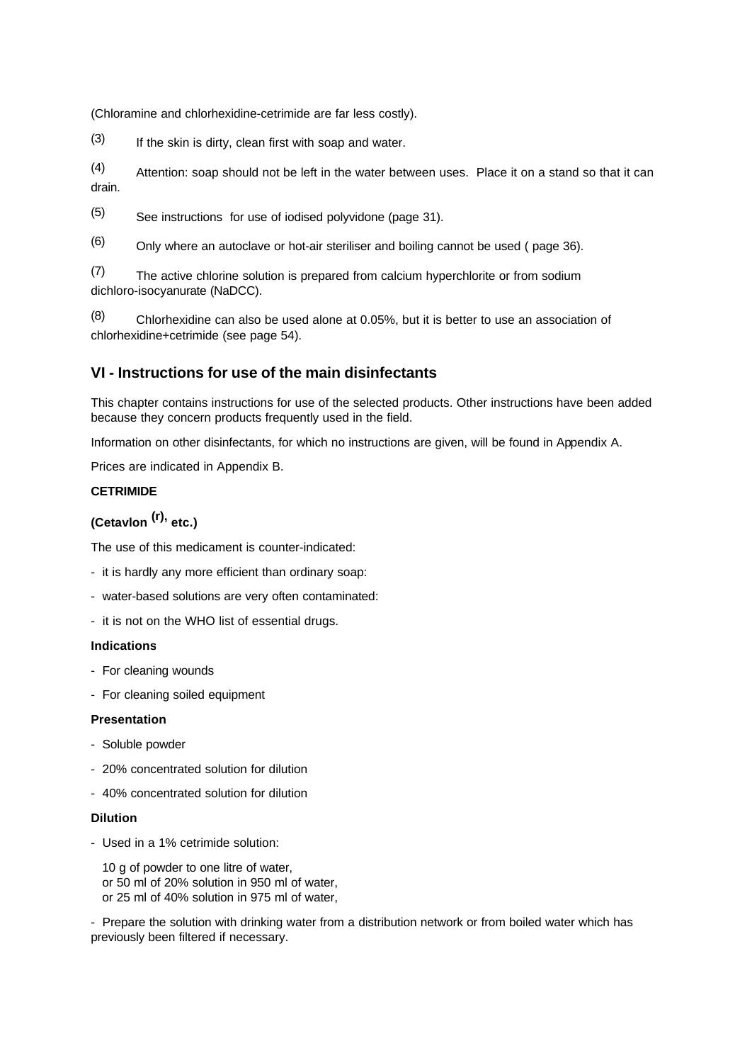(Chloramine and chlorhexidine-cetrimide are far less costly).

(3) If the skin is dirty, clean first with soap and water.

(4) Attention: soap should not be left in the water between uses. Place it on a stand so that it can drain.

(5) See instructions for use of iodised polyvidone (page 31).

(6) Only where an autoclave or hot-air steriliser and boiling cannot be used ( page 36).

(7) The active chlorine solution is prepared from calcium hyperchlorite or from sodium dichloro-isocyanurate (NaDCC).

(8) Chlorhexidine can also be used alone at 0.05%, but it is better to use an association of chlorhexidine+cetrimide (see page 54).

## VI - Instructions for use of the main disinfectants

This chapter contains instructions for use of the selected products. Other instructions have been added because they concern products frequently used in the field.

Information on other disinfectants, for which no instructions are given, will be found in Appendix A.

Prices are indicated in Appendix B.

**CETRIMIDE**

**(Cetavlon (r), etc.)**

The use of this medicament is counter-indicated:

- it is hardly any more efficient than ordinary soap:
- water-based solutions are very often contaminated:
- it is not on the WHO list of essential drugs.

**Indications**

- For cleaning wounds
- For cleaning soiled equipment

**Presentation**

- Soluble powder
- 20% concentrated solution for dilution
- 40% concentrated solution for dilution

**Dilution**

- Used in a 1% cetrimide solution:

  10 g of powder to one litre of water,
  or 50 ml of 20% solution in 950 ml of water,
  or 25 ml of 40% solution in 975 ml of water,

- Prepare the solution with drinking water from a distribution network or from boiled water which has previously been filtered if necessary.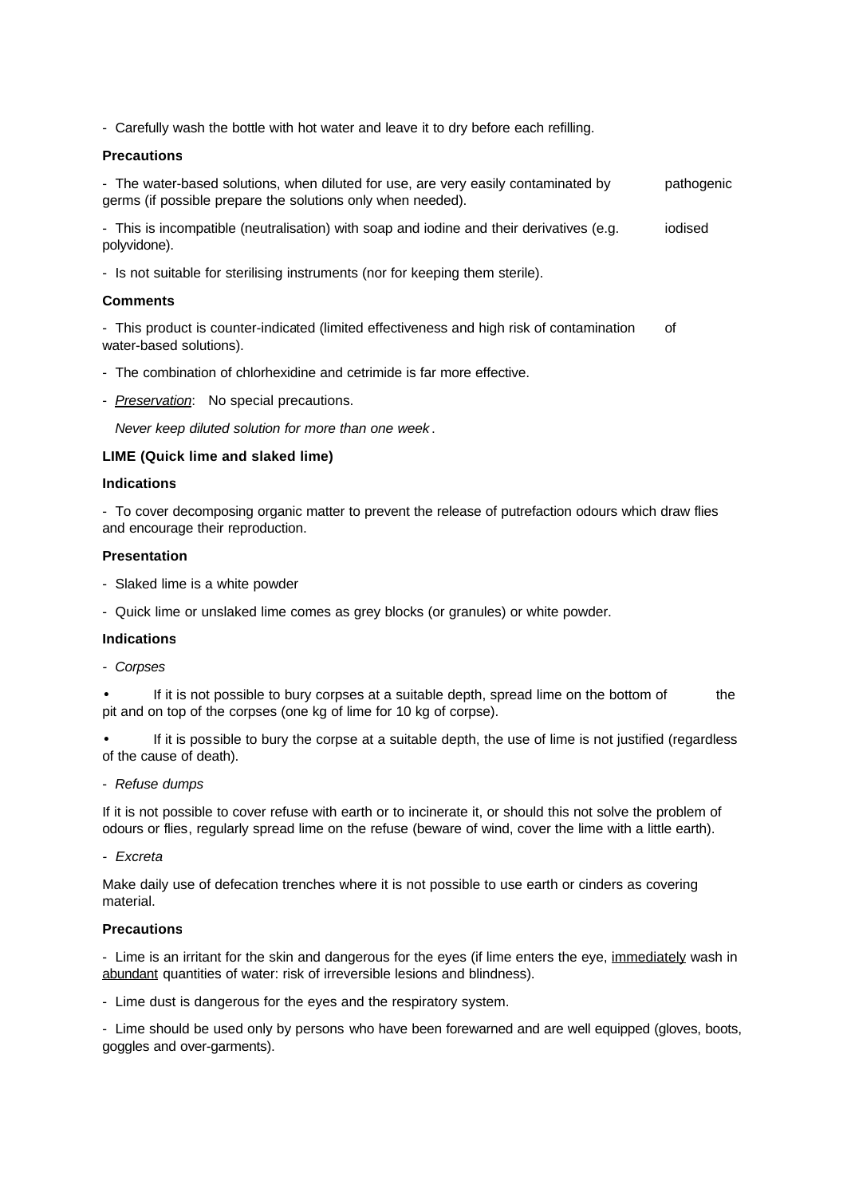- Carefully wash the bottle with hot water and leave it to dry before each refilling.

**Precautions**

- The water-based solutions, when diluted for use, are very easily contaminated by pathogenic germs (if possible prepare the solutions only when needed).

- This is incompatible (neutralisation) with soap and iodine and their derivatives (e.g. iodised polyvidone).

- Is not suitable for sterilising instruments (nor for keeping them sterile).

**Comments**

- This product is counter-indicated (limited effectiveness and high risk of contamination of water-based solutions).

- The combination of chlorhexidine and cetrimide is far more effective.

- *Preservation*: No special precautions.

  *Never keep diluted solution for more than one week*.

**LIME (Quick lime and slaked lime)**

**Indications**

- To cover decomposing organic matter to prevent the release of putrefaction odours which draw flies and encourage their reproduction.

**Presentation**

- Slaked lime is a white powder

- Quick lime or unslaked lime comes as grey blocks (or granules) or white powder.

**Indications**

- *Corpses*

• If it is not possible to bury corpses at a suitable depth, spread lime on the bottom of the pit and on top of the corpses (one kg of lime for 10 kg of corpse).

• If it is possible to bury the corpse at a suitable depth, the use of lime is not justified (regardless of the cause of death).

- *Refuse dumps*

If it is not possible to cover refuse with earth or to incinerate it, or should this not solve the problem of odours or flies, regularly spread lime on the refuse (beware of wind, cover the lime with a little earth).

- *Excreta*

Make daily use of defecation trenches where it is not possible to use earth or cinders as covering material.

**Precautions**

- Lime is an irritant for the skin and dangerous for the eyes (if lime enters the eye, immediately wash in abundant quantities of water: risk of irreversible lesions and blindness).

- Lime dust is dangerous for the eyes and the respiratory system.

- Lime should be used only by persons who have been forewarned and are well equipped (gloves, boots, goggles and over-garments).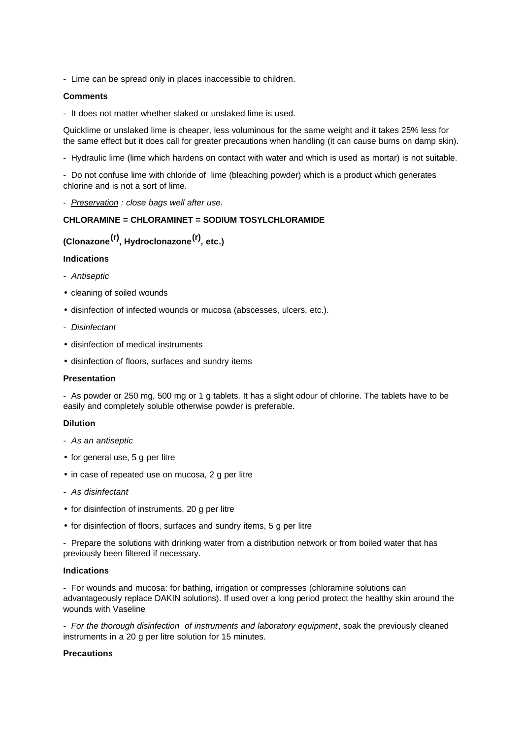- Lime can be spread only in places inaccessible to children.

**Comments**

- It does not matter whether slaked or unslaked lime is used.

Quicklime or unslaked lime is cheaper, less voluminous for the same weight and it takes 25% less for the same effect but it does call for greater precautions when handling (it can cause burns on damp skin).

- Hydraulic lime (lime which hardens on contact with water and which is used as mortar) is not suitable.

- Do not confuse lime with chloride of lime (bleaching powder) which is a product which generates chlorine and is not a sort of lime.

- *Preservation : close bags well after use.*

**CHLORAMINE = CHLORAMINET = SODIUM TOSYLCHLORAMIDE**

**(Clonazone(r), Hydroclonazone(r), etc.)**

**Indications**

- *Antiseptic*

- cleaning of soiled wounds
- disinfection of infected wounds or mucosa (abscesses, ulcers, etc.).

- *Disinfectant*

- disinfection of medical instruments
- disinfection of floors, surfaces and sundry items

**Presentation**

- As powder or 250 mg, 500 mg or 1 g tablets. It has a slight odour of chlorine. The tablets have to be easily and completely soluble otherwise powder is preferable.

**Dilution**

- *As an antiseptic*

- for general use, 5 g per litre
- in case of repeated use on mucosa, 2 g per litre

- *As disinfectant*

- for disinfection of instruments, 20 g per litre
- for disinfection of floors, surfaces and sundry items, 5 g per litre

- Prepare the solutions with drinking water from a distribution network or from boiled water that has previously been filtered if necessary.

**Indications**

- For wounds and mucosa: for bathing, irrigation or compresses (chloramine solutions can advantageously replace DAKIN solutions). If used over a long period protect the healthy skin around the wounds with Vaseline

- *For the thorough disinfection of instruments and laboratory equipment*, soak the previously cleaned instruments in a 20 g per litre solution for 15 minutes.

**Precautions**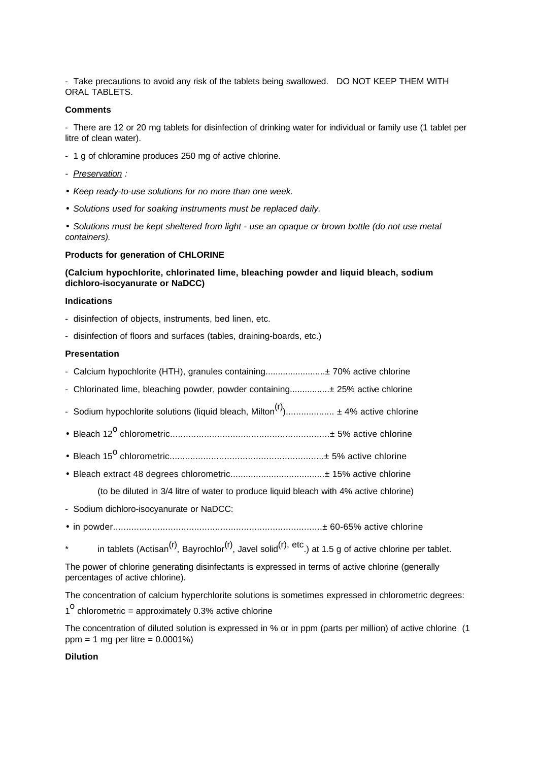- Take precautions to avoid any risk of the tablets being swallowed. DO NOT KEEP THEM WITH ORAL TABLETS.

**Comments**

- There are 12 or 20 mg tablets for disinfection of drinking water for individual or family use (1 tablet per litre of clean water).
- 1 g of chloramine produces 250 mg of active chlorine.
- *Preservation :*

• *Keep ready-to-use solutions for no more than one week.*

• *Solutions used for soaking instruments must be replaced daily.*

• *Solutions must be kept sheltered from light - use an opaque or brown bottle (do not use metal containers).*

**Products for generation of CHLORINE**

**(Calcium hypochlorite, chlorinated lime, bleaching powder and liquid bleach, sodium dichloro-isocyanurate or NaDCC)**

**Indications**

- disinfection of objects, instruments, bed linen, etc.
- disinfection of floors and surfaces (tables, draining-boards, etc.)

**Presentation**

- Calcium hypochlorite (HTH), granules containing........................± 70% active chlorine
- Chlorinated lime, bleaching powder, powder containing................± 25% active chlorine
- Sodium hypochlorite solutions (liquid bleach, Milton(r)).................. ± 4% active chlorine

• Bleach 12° chlorometric.............................................................± 5% active chlorine

• Bleach 15° chlorometric...........................................................± 5% active chlorine

• Bleach extract 48 degrees chlorometric.....................................± 15% active chlorine

(to be diluted in 3/4 litre of water to produce liquid bleach with 4% active chlorine)

- Sodium dichloro-isocyanurate or NaDCC:

• in powder................................................................................± 60-65% active chlorine

* in tablets (Actisan(r), Bayrochlor(r), Javel solid(r), etc.) at 1.5 g of active chlorine per tablet.

The power of chlorine generating disinfectants is expressed in terms of active chlorine (generally percentages of active chlorine).

The concentration of calcium hyperchlorite solutions is sometimes expressed in chlorometric degrees:

1° chlorometric = approximately 0.3% active chlorine

The concentration of diluted solution is expressed in % or in ppm (parts per million) of active chlorine (1 ppm = 1 mg per litre = 0.0001%)

**Dilution**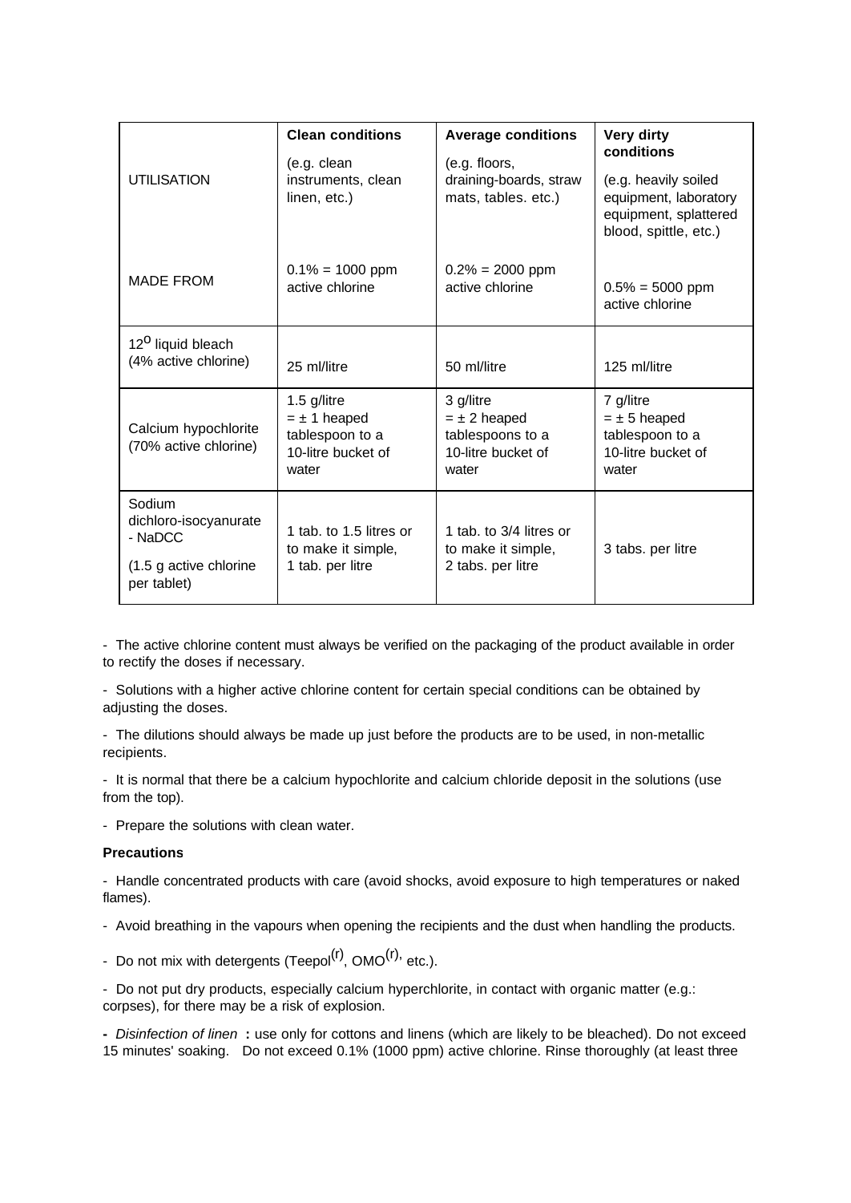| UTILISATION | **Clean conditions** (e.g. clean instruments, clean linen, etc.) | **Average conditions** (e.g. floors, draining-boards, straw mats, tables. etc.) | **Very dirty conditions** (e.g. heavily soiled equipment, laboratory equipment, splattered blood, spittle, etc.) |
|---|---|---|---|
| MADE FROM | 0.1% = 1000 ppm active chlorine | 0.2% = 2000 ppm active chlorine | 0.5% = 5000 ppm active chlorine |
| 12$^{o}$ liquid bleach (4% active chlorine) | 25 ml/litre | 50 ml/litre | 125 ml/litre |
| Calcium hypochlorite (70% active chlorine) | 1.5 g/litre = ± 1 heaped tablespoon to a 10-litre bucket of water | 3 g/litre = ± 2 heaped tablespoons to a 10-litre bucket of water | 7 g/litre = ± 5 heaped tablespoon to a 10-litre bucket of water |
| Sodium dichloro-isocyanurate - NaDCC (1.5 g active chlorine per tablet) | 1 tab. to 1.5 litres or to make it simple, 1 tab. per litre | 1 tab. to 3/4 litres or to make it simple, 2 tabs. per litre | 3 tabs. per litre |

- The active chlorine content must always be verified on the packaging of the product available in order to rectify the doses if necessary.

- Solutions with a higher active chlorine content for certain special conditions can be obtained by adjusting the doses.

- The dilutions should always be made up just before the products are to be used, in non-metallic recipients.

- It is normal that there be a calcium hypochlorite and calcium chloride deposit in the solutions (use from the top).

- Prepare the solutions with clean water.

**Precautions**

- Handle concentrated products with care (avoid shocks, avoid exposure to high temperatures or naked flames).

- Avoid breathing in the vapours when opening the recipients and the dust when handling the products.

- Do not mix with detergents (Teepol(r), OMO(r), etc.).

- Do not put dry products, especially calcium hyperchlorite, in contact with organic matter (e.g.: corpses), for there may be a risk of explosion.

- *Disinfection of linen* **:** use only for cottons and linens (which are likely to be bleached). Do not exceed 15 minutes' soaking. Do not exceed 0.1% (1000 ppm) active chlorine. Rinse thoroughly (at least three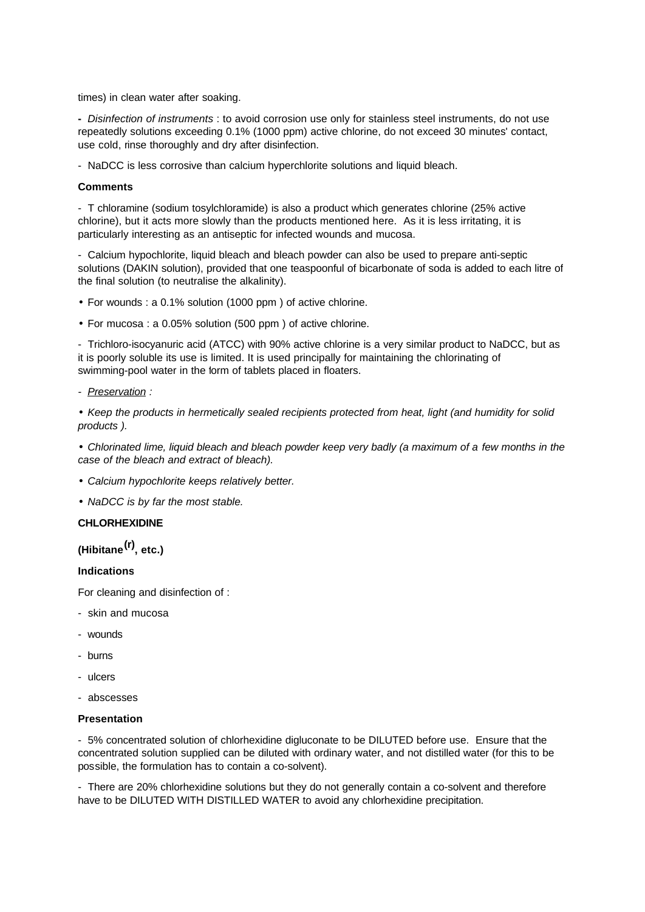times) in clean water after soaking.

- *Disinfection of instruments* : to avoid corrosion use only for stainless steel instruments, do not use repeatedly solutions exceeding 0.1% (1000 ppm) active chlorine, do not exceed 30 minutes' contact, use cold, rinse thoroughly and dry after disinfection.

- NaDCC is less corrosive than calcium hyperchlorite solutions and liquid bleach.

**Comments**

- T chloramine (sodium tosylchloramide) is also a product which generates chlorine (25% active chlorine), but it acts more slowly than the products mentioned here. As it is less irritating, it is particularly interesting as an antiseptic for infected wounds and mucosa.

- Calcium hypochlorite, liquid bleach and bleach powder can also be used to prepare anti-septic solutions (DAKIN solution), provided that one teaspoonful of bicarbonate of soda is added to each litre of the final solution (to neutralise the alkalinity).

• For wounds : a 0.1% solution (1000 ppm ) of active chlorine.

• For mucosa : a 0.05% solution (500 ppm ) of active chlorine.

- Trichloro-isocyanuric acid (ATCC) with 90% active chlorine is a very similar product to NaDCC, but as it is poorly soluble its use is limited. It is used principally for maintaining the chlorinating of swimming-pool water in the form of tablets placed in floaters.

- Preservation :

• *Keep the products in hermetically sealed recipients protected from heat, light (and humidity for solid products ).*

• *Chlorinated lime, liquid bleach and bleach powder keep very badly (a maximum of a few months in the case of the bleach and extract of bleach).*

• *Calcium hypochlorite keeps relatively better.*

• *NaDCC is by far the most stable.*

**CHLORHEXIDINE**

**(Hibitane(r), etc.)**

**Indications**

For cleaning and disinfection of :

- skin and mucosa
- wounds
- burns
- ulcers
- abscesses

**Presentation**

- 5% concentrated solution of chlorhexidine digluconate to be DILUTED before use. Ensure that the concentrated solution supplied can be diluted with ordinary water, and not distilled water (for this to be possible, the formulation has to contain a co-solvent).

- There are 20% chlorhexidine solutions but they do not generally contain a co-solvent and therefore have to be DILUTED WITH DISTILLED WATER to avoid any chlorhexidine precipitation.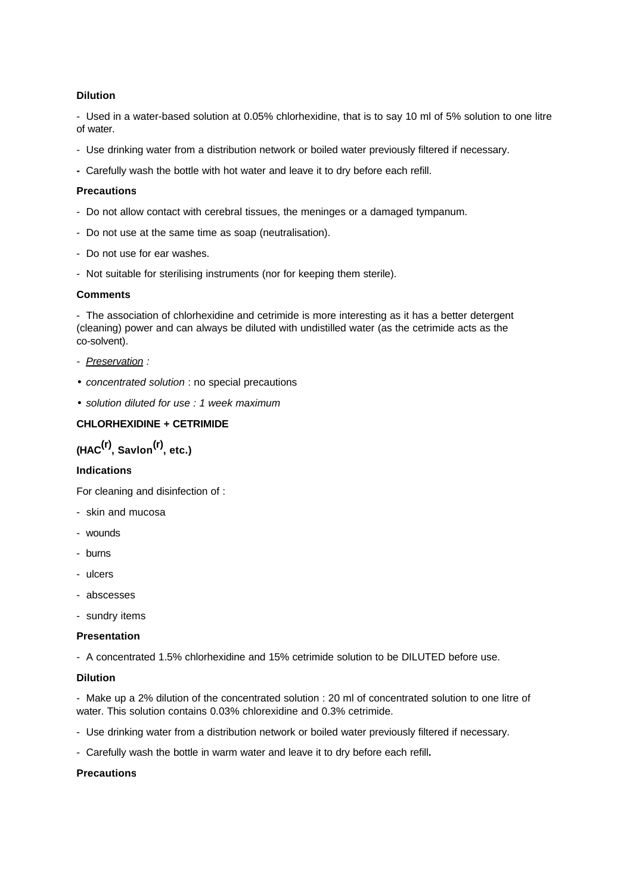**Dilution**

- Used in a water-based solution at 0.05% chlorhexidine, that is to say 10 ml of 5% solution to one litre of water.

- Use drinking water from a distribution network or boiled water previously filtered if necessary.

- Carefully wash the bottle with hot water and leave it to dry before each refill.

**Precautions**

- Do not allow contact with cerebral tissues, the meninges or a damaged tympanum.

- Do not use at the same time as soap (neutralisation).

- Do not use for ear washes.

- Not suitable for sterilising instruments (nor for keeping them sterile).

**Comments**

- The association of chlorhexidine and cetrimide is more interesting as it has a better detergent (cleaning) power and can always be diluted with undistilled water (as the cetrimide acts as the co-solvent).

- *Preservation :*

• *concentrated solution* : no special precautions

• *solution diluted for use : 1 week maximum*

**CHLORHEXIDINE + CETRIMIDE**

**(HAC(r), Savlon(r), etc.)**

**Indications**

For cleaning and disinfection of :

- skin and mucosa

- wounds

- burns

- ulcers

- abscesses

- sundry items

**Presentation**

- A concentrated 1.5% chlorhexidine and 15% cetrimide solution to be DILUTED before use.

**Dilution**

- Make up a 2% dilution of the concentrated solution : 20 ml of concentrated solution to one litre of water. This solution contains 0.03% chlorexidine and 0.3% cetrimide.

- Use drinking water from a distribution network or boiled water previously filtered if necessary.

- Carefully wash the bottle in warm water and leave it to dry before each refill**.**

**Precautions**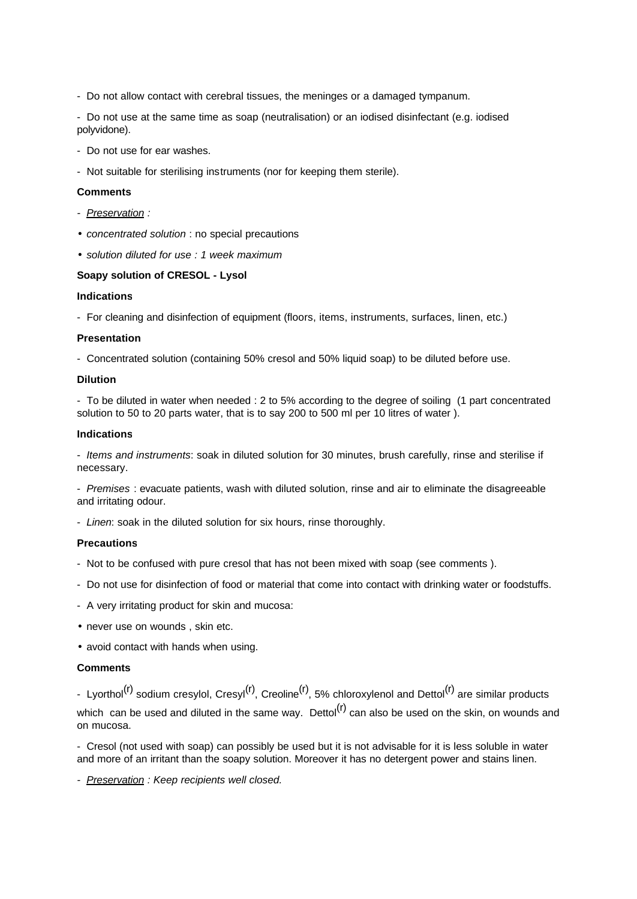- Do not allow contact with cerebral tissues, the meninges or a damaged tympanum.

- Do not use at the same time as soap (neutralisation) or an iodised disinfectant (e.g. iodised polyvidone).

- Do not use for ear washes.

- Not suitable for sterilising instruments (nor for keeping them sterile).

**Comments**

- <u>*Preservation*</u> *:*

- *concentrated solution* : no special precautions
- *solution diluted for use : 1 week maximum*

**Soapy solution of CRESOL - Lysol**

**Indications**

- For cleaning and disinfection of equipment (floors, items, instruments, surfaces, linen, etc.)

**Presentation**

- Concentrated solution (containing 50% cresol and 50% liquid soap) to be diluted before use.

**Dilution**

- To be diluted in water when needed : 2 to 5% according to the degree of soiling (1 part concentrated solution to 50 to 20 parts water, that is to say 200 to 500 ml per 10 litres of water ).

**Indications**

- *Items and instruments*: soak in diluted solution for 30 minutes, brush carefully, rinse and sterilise if necessary.

- *Premises* : evacuate patients, wash with diluted solution, rinse and air to eliminate the disagreeable and irritating odour.

- *Linen*: soak in the diluted solution for six hours, rinse thoroughly.

**Precautions**

- Not to be confused with pure cresol that has not been mixed with soap (see comments ).

- Do not use for disinfection of food or material that come into contact with drinking water or foodstuffs.

- A very irritating product for skin and mucosa:

- never use on wounds , skin etc.
- avoid contact with hands when using.

**Comments**

- Lyorthol(r) sodium cresylol, Cresyl(r), Creoline(r), 5% chloroxylenol and Dettol(r) are similar products which can be used and diluted in the same way. Dettol(r) can also be used on the skin, on wounds and on mucosa.

- Cresol (not used with soap) can possibly be used but it is not advisable for it is less soluble in water and more of an irritant than the soapy solution. Moreover it has no detergent power and stains linen.

- <u>*Preservation*</u> *: Keep recipients well closed.*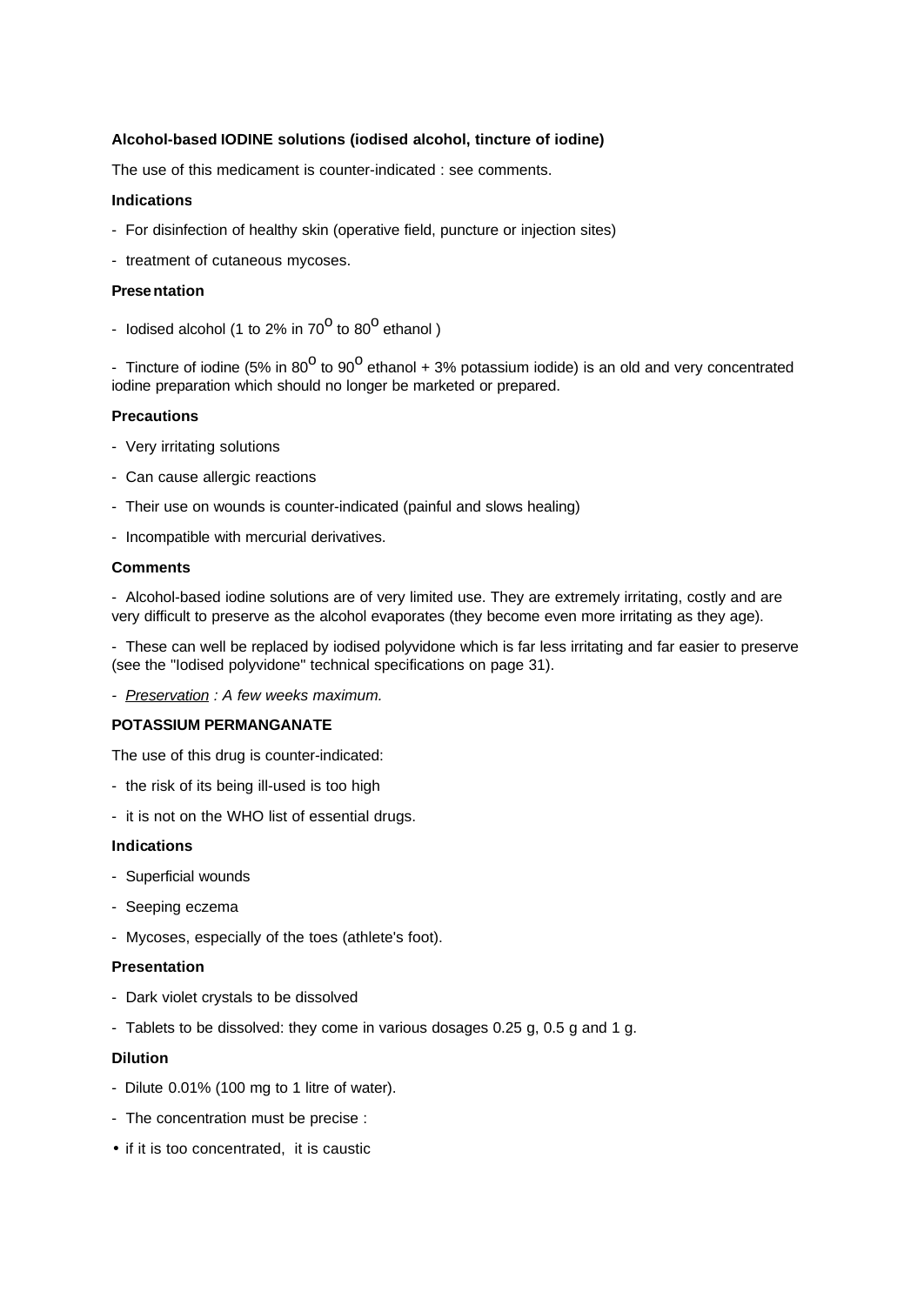**Alcohol-based IODINE solutions (iodised alcohol, tincture of iodine)**

The use of this medicament is counter-indicated : see comments.

**Indications**

- For disinfection of healthy skin (operative field, puncture or injection sites)
- treatment of cutaneous mycoses.

**Presentation**

- Iodised alcohol (1 to 2% in 70$^{o}$ to 80$^{o}$ ethanol )
- Tincture of iodine (5% in 80$^{o}$ to 90$^{o}$ ethanol + 3% potassium iodide) is an old and very concentrated iodine preparation which should no longer be marketed or prepared.

**Precautions**

- Very irritating solutions
- Can cause allergic reactions
- Their use on wounds is counter-indicated (painful and slows healing)
- Incompatible with mercurial derivatives.

**Comments**

- Alcohol-based iodine solutions are of very limited use. They are extremely irritating, costly and are very difficult to preserve as the alcohol evaporates (they become even more irritating as they age).
- These can well be replaced by iodised polyvidone which is far less irritating and far easier to preserve (see the "Iodised polyvidone" technical specifications on page 31).
- *Preservation : A few weeks maximum.*

**POTASSIUM PERMANGANATE**

The use of this drug is counter-indicated:

- the risk of its being ill-used is too high
- it is not on the WHO list of essential drugs.

**Indications**

- Superficial wounds
- Seeping eczema
- Mycoses, especially of the toes (athlete's foot).

**Presentation**

- Dark violet crystals to be dissolved
- Tablets to be dissolved: they come in various dosages 0.25 g, 0.5 g and 1 g.

**Dilution**

- Dilute 0.01% (100 mg to 1 litre of water).
- The concentration must be precise :
  - if it is too concentrated, it is caustic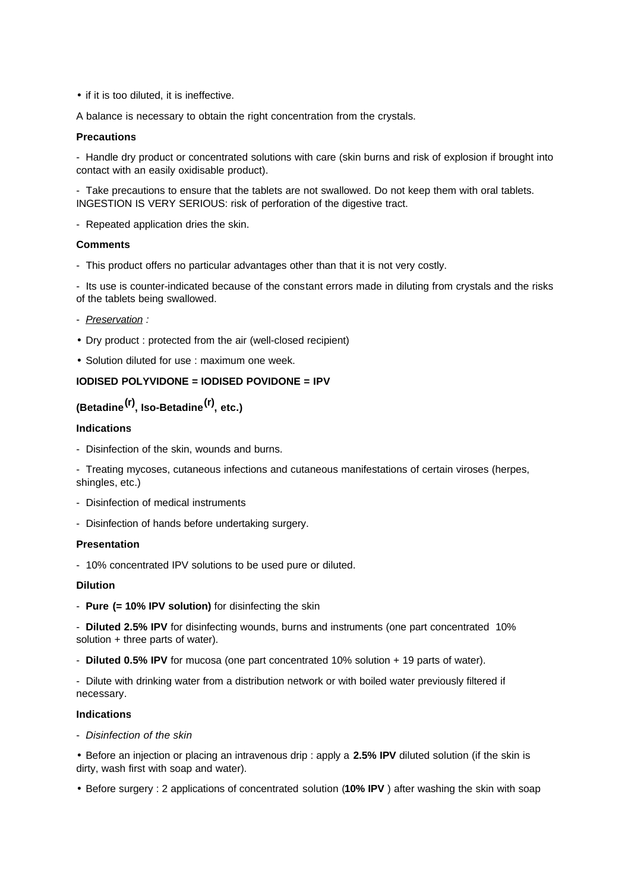- if it is too diluted, it is ineffective.

A balance is necessary to obtain the right concentration from the crystals.

**Precautions**

- Handle dry product or concentrated solutions with care (skin burns and risk of explosion if brought into contact with an easily oxidisable product).

- Take precautions to ensure that the tablets are not swallowed. Do not keep them with oral tablets. INGESTION IS VERY SERIOUS: risk of perforation of the digestive tract.

- Repeated application dries the skin.

**Comments**

- This product offers no particular advantages other than that it is not very costly.

- Its use is counter-indicated because of the constant errors made in diluting from crystals and the risks of the tablets being swallowed.

- *Preservation :*

- Dry product : protected from the air (well-closed recipient)

- Solution diluted for use : maximum one week.

**IODISED POLYVIDONE = IODISED POVIDONE = IPV**

**(Betadine(r), Iso-Betadine(r), etc.)**

**Indications**

- Disinfection of the skin, wounds and burns.

- Treating mycoses, cutaneous infections and cutaneous manifestations of certain viroses (herpes, shingles, etc.)

- Disinfection of medical instruments

- Disinfection of hands before undertaking surgery.

**Presentation**

- 10% concentrated IPV solutions to be used pure or diluted.

**Dilution**

- **Pure (= 10% IPV solution)** for disinfecting the skin

- **Diluted 2.5% IPV** for disinfecting wounds, burns and instruments (one part concentrated 10% solution + three parts of water).

- **Diluted 0.5% IPV** for mucosa (one part concentrated 10% solution + 19 parts of water).

- Dilute with drinking water from a distribution network or with boiled water previously filtered if necessary.

**Indications**

- *Disinfection of the skin*

- Before an injection or placing an intravenous drip : apply a **2.5% IPV** diluted solution (if the skin is dirty, wash first with soap and water).

- Before surgery : 2 applications of concentrated solution (**10% IPV** ) after washing the skin with soap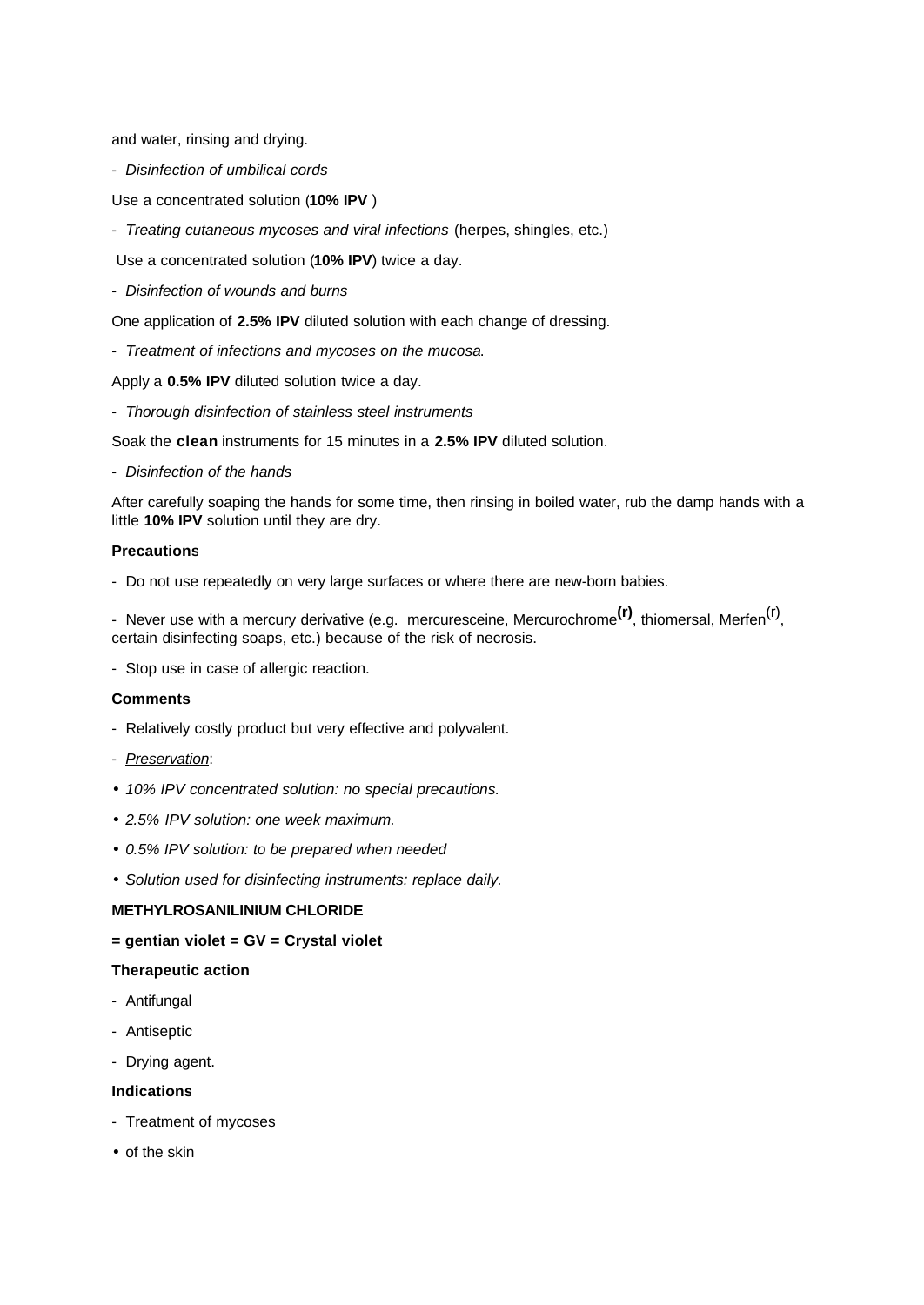and water, rinsing and drying.

- *Disinfection of umbilical cords*

Use a concentrated solution (**10% IPV** )

- *Treating cutaneous mycoses and viral infections* (herpes, shingles, etc.)

Use a concentrated solution (**10% IPV**) twice a day.

- *Disinfection of wounds and burns*

One application of **2.5% IPV** diluted solution with each change of dressing.

- *Treatment of infections and mycoses on the mucosa.*

Apply a **0.5% IPV** diluted solution twice a day.

- *Thorough disinfection of stainless steel instruments*

Soak the **clean** instruments for 15 minutes in a **2.5% IPV** diluted solution.

- *Disinfection of the hands*

After carefully soaping the hands for some time, then rinsing in boiled water, rub the damp hands with a little **10% IPV** solution until they are dry.

**Precautions**

- Do not use repeatedly on very large surfaces or where there are new-born babies.

- Never use with a mercury derivative (e.g. mercuresceine, Mercurochrome**(r)**, thiomersal, Merfen(r), certain disinfecting soaps, etc.) because of the risk of necrosis.

- Stop use in case of allergic reaction.

**Comments**

- Relatively costly product but very effective and polyvalent.

- <u>Preservation</u>:

- *10% IPV concentrated solution: no special precautions.*
- *2.5% IPV solution: one week maximum.*
- *0.5% IPV solution: to be prepared when needed*
- *Solution used for disinfecting instruments: replace daily.*

**METHYLROSANILINIUM CHLORIDE**

**= gentian violet = GV = Crystal violet**

**Therapeutic action**

- Antifungal
- Antiseptic
- Drying agent.

**Indications**

- Treatment of mycoses
  - of the skin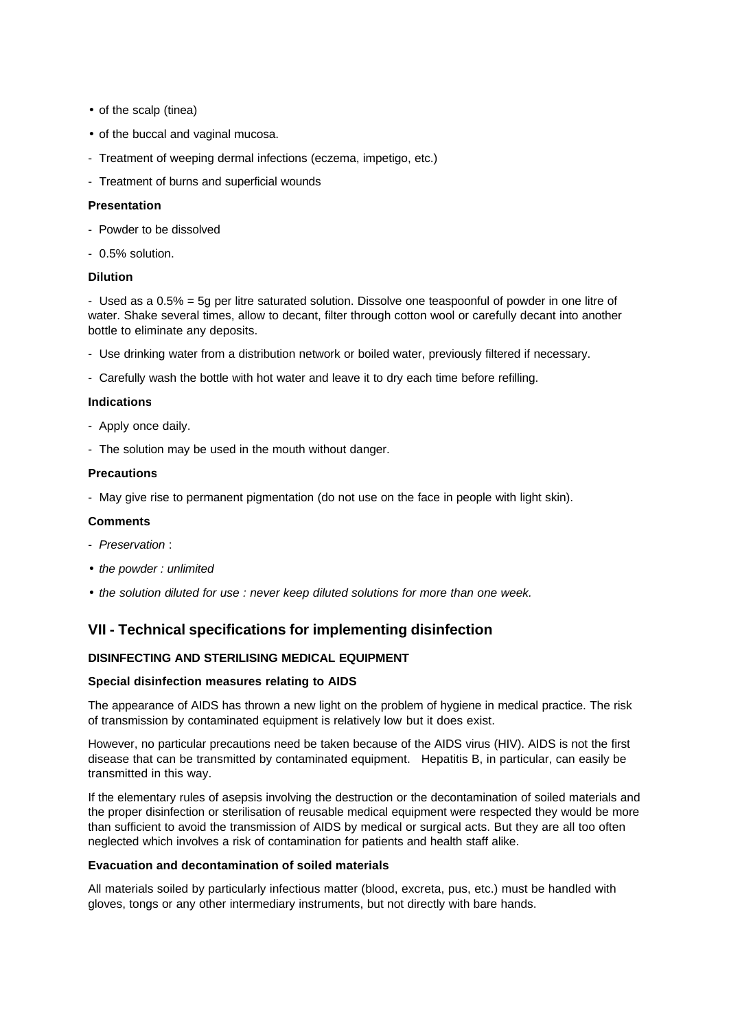- of the scalp (tinea)
- of the buccal and vaginal mucosa.

- Treatment of weeping dermal infections (eczema, impetigo, etc.)
- Treatment of burns and superficial wounds

**Presentation**

- Powder to be dissolved
- 0.5% solution.

**Dilution**

- Used as a 0.5% = 5g per litre saturated solution. Dissolve one teaspoonful of powder in one litre of water. Shake several times, allow to decant, filter through cotton wool or carefully decant into another bottle to eliminate any deposits.
- Use drinking water from a distribution network or boiled water, previously filtered if necessary.
- Carefully wash the bottle with hot water and leave it to dry each time before refilling.

**Indications**

- Apply once daily.
- The solution may be used in the mouth without danger.

**Precautions**

- May give rise to permanent pigmentation (do not use on the face in people with light skin).

**Comments**

- *Preservation* :
  - *the powder : unlimited*
  - *the solution diluted for use : never keep diluted solutions for more than one week.*

## VII - Technical specifications for implementing disinfection

**DISINFECTING AND STERILISING MEDICAL EQUIPMENT**

**Special disinfection measures relating to AIDS**

The appearance of AIDS has thrown a new light on the problem of hygiene in medical practice. The risk of transmission by contaminated equipment is relatively low but it does exist.

However, no particular precautions need be taken because of the AIDS virus (HIV). AIDS is not the first disease that can be transmitted by contaminated equipment. Hepatitis B, in particular, can easily be transmitted in this way.

If the elementary rules of asepsis involving the destruction or the decontamination of soiled materials and the proper disinfection or sterilisation of reusable medical equipment were respected they would be more than sufficient to avoid the transmission of AIDS by medical or surgical acts. But they are all too often neglected which involves a risk of contamination for patients and health staff alike.

**Evacuation and decontamination of soiled materials**

All materials soiled by particularly infectious matter (blood, excreta, pus, etc.) must be handled with gloves, tongs or any other intermediary instruments, but not directly with bare hands.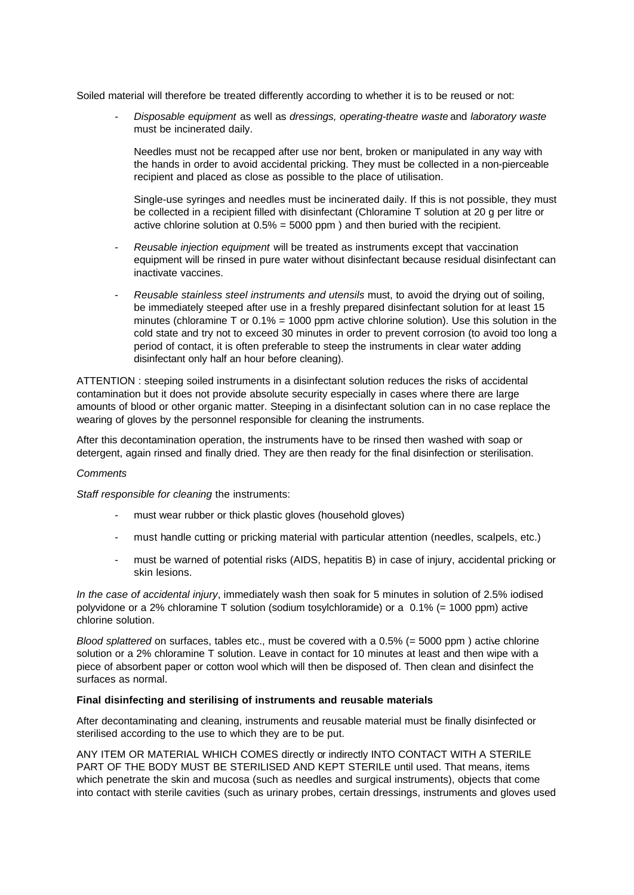Soiled material will therefore be treated differently according to whether it is to be reused or not:

- *Disposable equipment* as well as *dressings, operating-theatre waste* and *laboratory waste* must be incinerated daily.

  Needles must not be recapped after use nor bent, broken or manipulated in any way with the hands in order to avoid accidental pricking. They must be collected in a non-pierceable recipient and placed as close as possible to the place of utilisation.

  Single-use syringes and needles must be incinerated daily. If this is not possible, they must be collected in a recipient filled with disinfectant (Chloramine T solution at 20 g per litre or active chlorine solution at 0.5% = 5000 ppm ) and then buried with the recipient.

- *Reusable injection equipment* will be treated as instruments except that vaccination equipment will be rinsed in pure water without disinfectant because residual disinfectant can inactivate vaccines.

- *Reusable stainless steel instruments and utensils* must, to avoid the drying out of soiling, be immediately steeped after use in a freshly prepared disinfectant solution for at least 15 minutes (chloramine T or 0.1% = 1000 ppm active chlorine solution). Use this solution in the cold state and try not to exceed 30 minutes in order to prevent corrosion (to avoid too long a period of contact, it is often preferable to steep the instruments in clear water adding disinfectant only half an hour before cleaning).

ATTENTION : steeping soiled instruments in a disinfectant solution reduces the risks of accidental contamination but it does not provide absolute security especially in cases where there are large amounts of blood or other organic matter. Steeping in a disinfectant solution can in no case replace the wearing of gloves by the personnel responsible for cleaning the instruments.

After this decontamination operation, the instruments have to be rinsed then washed with soap or detergent, again rinsed and finally dried. They are then ready for the final disinfection or sterilisation.

*Comments*

*Staff responsible for cleaning* the instruments:

- must wear rubber or thick plastic gloves (household gloves)
- must handle cutting or pricking material with particular attention (needles, scalpels, etc.)
- must be warned of potential risks (AIDS, hepatitis B) in case of injury, accidental pricking or skin lesions.

*In the case of accidental injury*, immediately wash then soak for 5 minutes in solution of 2.5% iodised polyvidone or a 2% chloramine T solution (sodium tosylchloramide) or a 0.1% (= 1000 ppm) active chlorine solution.

*Blood splattered* on surfaces, tables etc., must be covered with a 0.5% (= 5000 ppm ) active chlorine solution or a 2% chloramine T solution. Leave in contact for 10 minutes at least and then wipe with a piece of absorbent paper or cotton wool which will then be disposed of. Then clean and disinfect the surfaces as normal.

**Final disinfecting and sterilising of instruments and reusable materials**

After decontaminating and cleaning, instruments and reusable material must be finally disinfected or sterilised according to the use to which they are to be put.

ANY ITEM OR MATERIAL WHICH COMES directly or indirectly INTO CONTACT WITH A STERILE PART OF THE BODY MUST BE STERILISED AND KEPT STERILE until used. That means, items which penetrate the skin and mucosa (such as needles and surgical instruments), objects that come into contact with sterile cavities (such as urinary probes, certain dressings, instruments and gloves used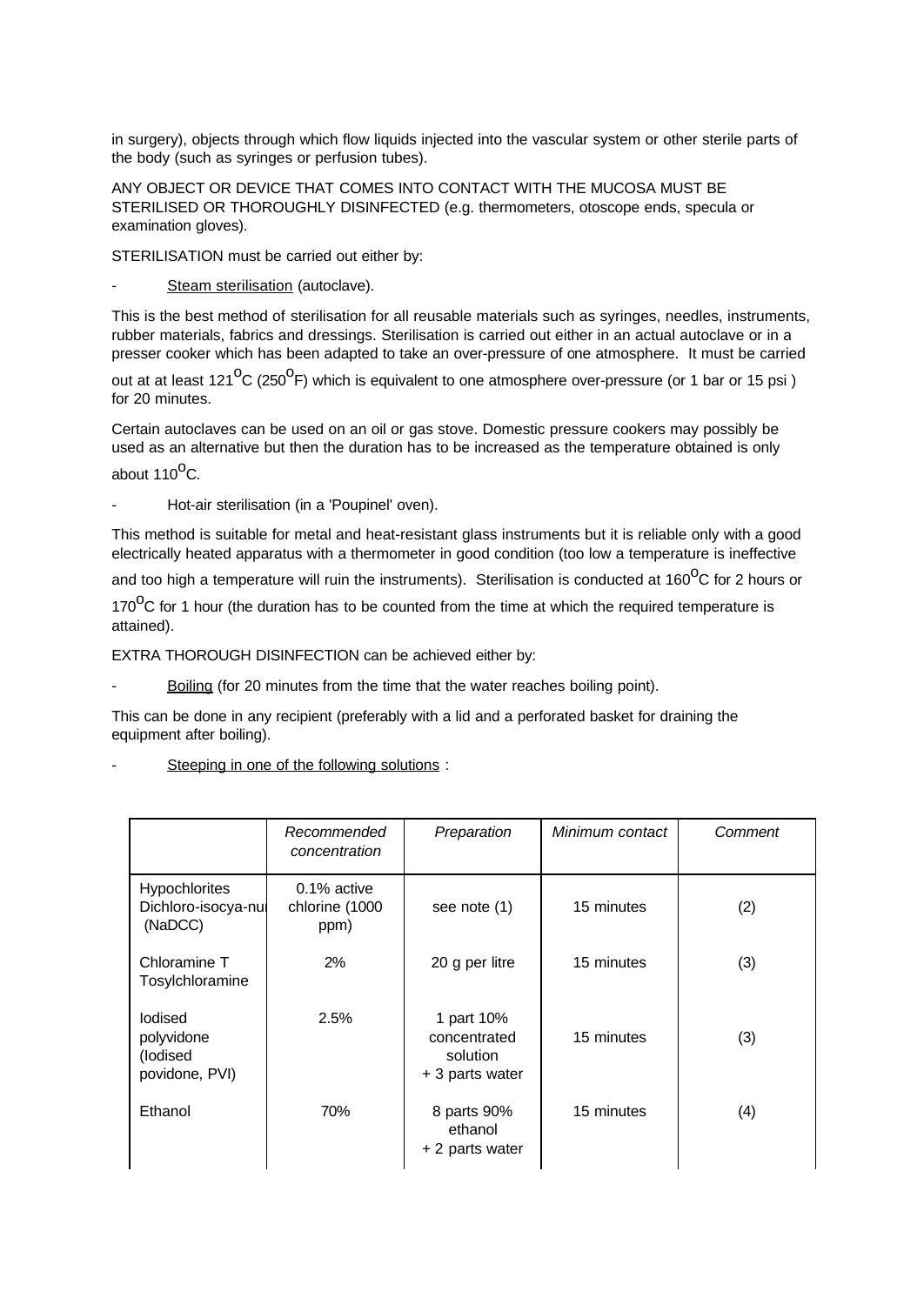in surgery), objects through which flow liquids injected into the vascular system or other sterile parts of the body (such as syringes or perfusion tubes).

ANY OBJECT OR DEVICE THAT COMES INTO CONTACT WITH THE MUCOSA MUST BE STERILISED OR THOROUGHLY DISINFECTED (e.g. thermometers, otoscope ends, specula or examination gloves).

STERILISATION must be carried out either by:

- Steam sterilisation (autoclave).

This is the best method of sterilisation for all reusable materials such as syringes, needles, instruments, rubber materials, fabrics and dressings. Sterilisation is carried out either in an actual autoclave or in a presser cooker which has been adapted to take an over-pressure of one atmosphere. It must be carried out at at least 121$^{o}$C (250$^{o}$F) which is equivalent to one atmosphere over-pressure (or 1 bar or 15 psi ) for 20 minutes.

Certain autoclaves can be used on an oil or gas stove. Domestic pressure cookers may possibly be used as an alternative but then the duration has to be increased as the temperature obtained is only about 110$^{o}$C.

- Hot-air sterilisation (in a 'Poupinel' oven).

This method is suitable for metal and heat-resistant glass instruments but it is reliable only with a good electrically heated apparatus with a thermometer in good condition (too low a temperature is ineffective and too high a temperature will ruin the instruments). Sterilisation is conducted at 160$^{o}$C for 2 hours or 170$^{o}$C for 1 hour (the duration has to be counted from the time at which the required temperature is attained).

EXTRA THOROUGH DISINFECTION can be achieved either by:

- Boiling (for 20 minutes from the time that the water reaches boiling point).

This can be done in any recipient (preferably with a lid and a perforated basket for draining the equipment after boiling).

- Steeping in one of the following solutions :

| | *Recommended concentration* | *Preparation* | *Minimum contact* | *Comment* |
|---|---|---|---|---|
| Hypochlorites Dichloro-isocya-nu (NaDCC) | 0.1% active chlorine (1000 ppm) | see note (1) | 15 minutes | (2) |
| Chloramine T Tosylchloramine | 2% | 20 g per litre | 15 minutes | (3) |
| Iodised polyvidone (Iodised povidone, PVI) | 2.5% | 1 part 10% concentrated solution + 3 parts water | 15 minutes | (3) |
| Ethanol | 70% | 8 parts 90% ethanol + 2 parts water | 15 minutes | (4) |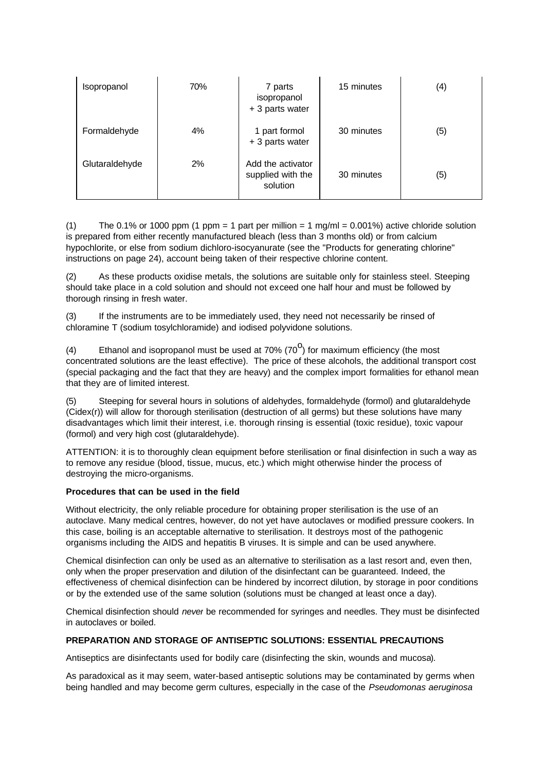| | | | | |
|---|---|---|---|---|
| Isopropanol | 70% | 7 parts isopropanol + 3 parts water | 15 minutes | (4) |
| Formaldehyde | 4% | 1 part formol + 3 parts water | 30 minutes | (5) |
| Glutaraldehyde | 2% | Add the activator supplied with the solution | 30 minutes | (5) |

(1) The 0.1% or 1000 ppm (1 ppm = 1 part per million = 1 mg/ml = 0.001%) active chloride solution is prepared from either recently manufactured bleach (less than 3 months old) or from calcium hypochlorite, or else from sodium dichloro-isocyanurate (see the "Products for generating chlorine" instructions on page 24), account being taken of their respective chlorine content.

(2) As these products oxidise metals, the solutions are suitable only for stainless steel. Steeping should take place in a cold solution and should not exceed one half hour and must be followed by thorough rinsing in fresh water.

(3) If the instruments are to be immediately used, they need not necessarily be rinsed of chloramine T (sodium tosylchloramide) and iodised polyvidone solutions.

(4) Ethanol and isopropanol must be used at 70% ($70^{o}$) for maximum efficiency (the most concentrated solutions are the least effective). The price of these alcohols, the additional transport cost (special packaging and the fact that they are heavy) and the complex import formalities for ethanol mean that they are of limited interest.

(5) Steeping for several hours in solutions of aldehydes, formaldehyde (formol) and glutaraldehyde (Cidex(r)) will allow for thorough sterilisation (destruction of all germs) but these solutions have many disadvantages which limit their interest, i.e. thorough rinsing is essential (toxic residue), toxic vapour (formol) and very high cost (glutaraldehyde).

ATTENTION: it is to thoroughly clean equipment before sterilisation or final disinfection in such a way as to remove any residue (blood, tissue, mucus, etc.) which might otherwise hinder the process of destroying the micro-organisms.

**Procedures that can be used in the field**

Without electricity, the only reliable procedure for obtaining proper sterilisation is the use of an autoclave. Many medical centres, however, do not yet have autoclaves or modified pressure cookers. In this case, boiling is an acceptable alternative to sterilisation. It destroys most of the pathogenic organisms including the AIDS and hepatitis B viruses. It is simple and can be used anywhere.

Chemical disinfection can only be used as an alternative to sterilisation as a last resort and, even then, only when the proper preservation and dilution of the disinfectant can be guaranteed. Indeed, the effectiveness of chemical disinfection can be hindered by incorrect dilution, by storage in poor conditions or by the extended use of the same solution (solutions must be changed at least once a day).

Chemical disinfection should *never* be recommended for syringes and needles. They must be disinfected in autoclaves or boiled.

**PREPARATION AND STORAGE OF ANTISEPTIC SOLUTIONS: ESSENTIAL PRECAUTIONS**

Antiseptics are disinfectants used for bodily care (disinfecting the skin, wounds and mucosa).

As paradoxical as it may seem, water-based antiseptic solutions may be contaminated by germs when being handled and may become germ cultures, especially in the case of the *Pseudomonas aeruginosa*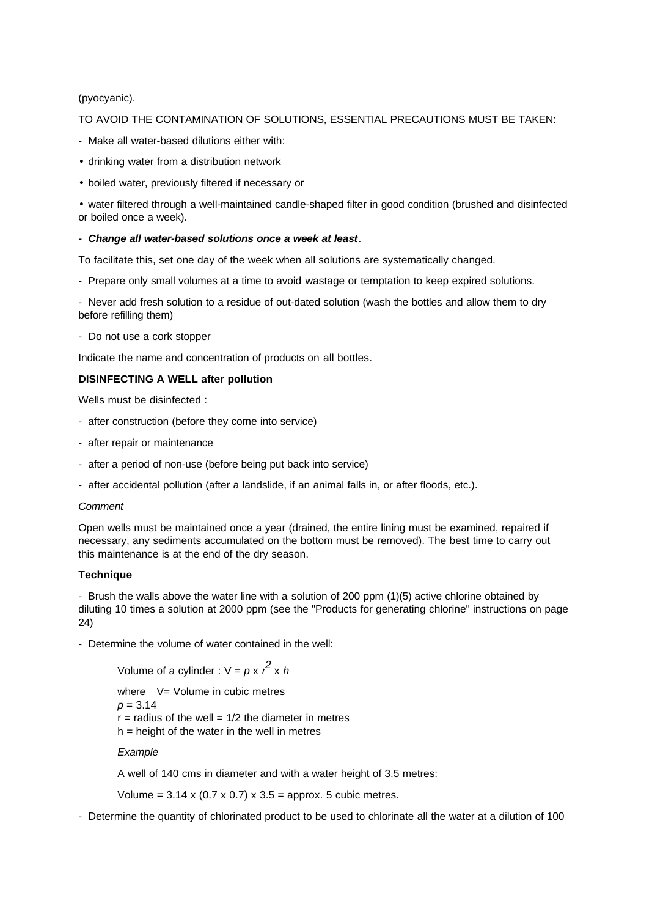(pyocyanic).

TO AVOID THE CONTAMINATION OF SOLUTIONS, ESSENTIAL PRECAUTIONS MUST BE TAKEN:

- Make all water-based dilutions either with:

• drinking water from a distribution network

• boiled water, previously filtered if necessary or

• water filtered through a well-maintained candle-shaped filter in good condition (brushed and disinfected or boiled once a week).

***- Change all water-based solutions once a week at least***.

To facilitate this, set one day of the week when all solutions are systematically changed.

- Prepare only small volumes at a time to avoid wastage or temptation to keep expired solutions.

- Never add fresh solution to a residue of out-dated solution (wash the bottles and allow them to dry before refilling them)

- Do not use a cork stopper

Indicate the name and concentration of products on all bottles.

**DISINFECTING A WELL after pollution**

Wells must be disinfected :

- after construction (before they come into service)

- after repair or maintenance

- after a period of non-use (before being put back into service)

- after accidental pollution (after a landslide, if an animal falls in, or after floods, etc.).

*Comment*

Open wells must be maintained once a year (drained, the entire lining must be examined, repaired if necessary, any sediments accumulated on the bottom must be removed). The best time to carry out this maintenance is at the end of the dry season.

**Technique**

- Brush the walls above the water line with a solution of 200 ppm (1)(5) active chlorine obtained by diluting 10 times a solution at 2000 ppm (see the "Products for generating chlorine" instructions on page 24)

- Determine the volume of water contained in the well:

Volume of a cylinder : $V = p \times r^2 \times h$

where V= Volume in cubic metres
$p = 3.14$
r = radius of the well = 1/2 the diameter in metres
h = height of the water in the well in metres

*Example*

A well of 140 cms in diameter and with a water height of 3.5 metres:

Volume = 3.14 x (0.7 x 0.7) x 3.5 = approx. 5 cubic metres.

- Determine the quantity of chlorinated product to be used to chlorinate all the water at a dilution of 100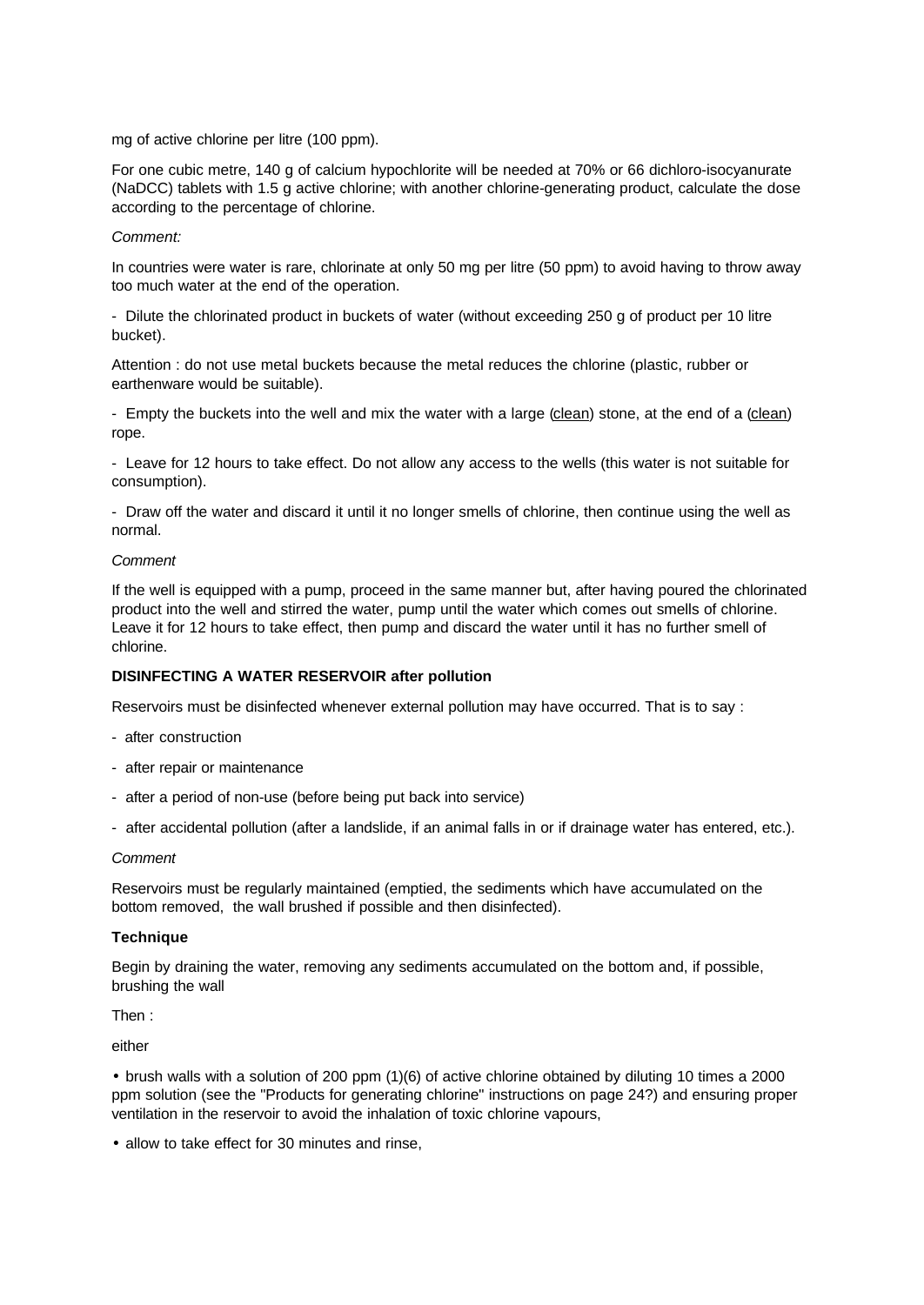mg of active chlorine per litre (100 ppm).

For one cubic metre, 140 g of calcium hypochlorite will be needed at 70% or 66 dichloro-isocyanurate (NaDCC) tablets with 1.5 g active chlorine; with another chlorine-generating product, calculate the dose according to the percentage of chlorine.

*Comment:*

In countries were water is rare, chlorinate at only 50 mg per litre (50 ppm) to avoid having to throw away too much water at the end of the operation.

- Dilute the chlorinated product in buckets of water (without exceeding 250 g of product per 10 litre bucket).

Attention : do not use metal buckets because the metal reduces the chlorine (plastic, rubber or earthenware would be suitable).

- Empty the buckets into the well and mix the water with a large (clean) stone, at the end of a (clean) rope.
- Leave for 12 hours to take effect. Do not allow any access to the wells (this water is not suitable for consumption).
- Draw off the water and discard it until it no longer smells of chlorine, then continue using the well as normal.

*Comment*

If the well is equipped with a pump, proceed in the same manner but, after having poured the chlorinated product into the well and stirred the water, pump until the water which comes out smells of chlorine. Leave it for 12 hours to take effect, then pump and discard the water until it has no further smell of chlorine.

**DISINFECTING A WATER RESERVOIR after pollution**

Reservoirs must be disinfected whenever external pollution may have occurred. That is to say :

- after construction
- after repair or maintenance
- after a period of non-use (before being put back into service)
- after accidental pollution (after a landslide, if an animal falls in or if drainage water has entered, etc.).

*Comment*

Reservoirs must be regularly maintained (emptied, the sediments which have accumulated on the bottom removed, the wall brushed if possible and then disinfected).

**Technique**

Begin by draining the water, removing any sediments accumulated on the bottom and, if possible, brushing the wall

Then :

either

- brush walls with a solution of 200 ppm (1)(6) of active chlorine obtained by diluting 10 times a 2000 ppm solution (see the "Products for generating chlorine" instructions on page 24?) and ensuring proper ventilation in the reservoir to avoid the inhalation of toxic chlorine vapours,
- allow to take effect for 30 minutes and rinse,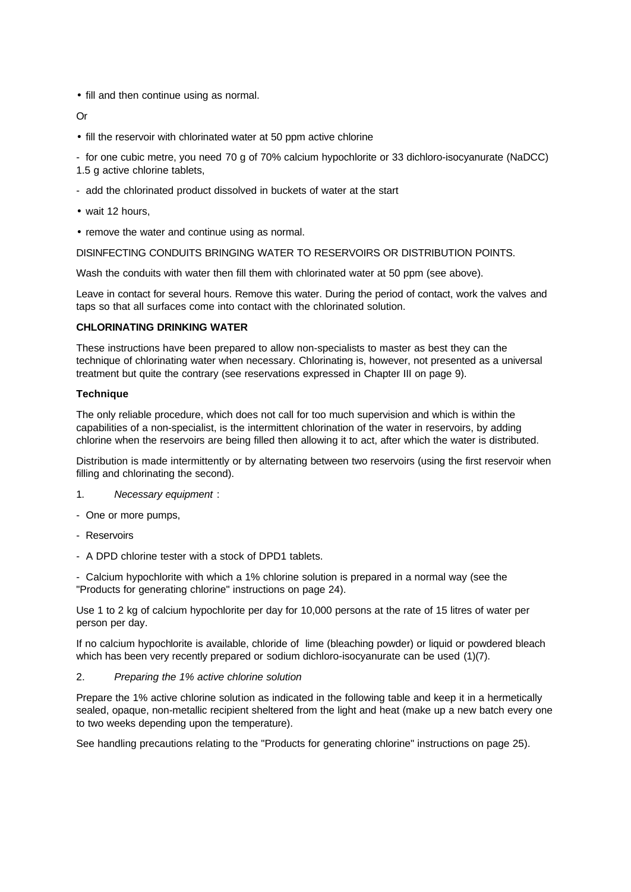- fill and then continue using as normal.

Or

- fill the reservoir with chlorinated water at 50 ppm active chlorine

- for one cubic metre, you need 70 g of 70% calcium hypochlorite or 33 dichloro-isocyanurate (NaDCC) 1.5 g active chlorine tablets,

- add the chlorinated product dissolved in buckets of water at the start

- wait 12 hours,
- remove the water and continue using as normal.

DISINFECTING CONDUITS BRINGING WATER TO RESERVOIRS OR DISTRIBUTION POINTS.

Wash the conduits with water then fill them with chlorinated water at 50 ppm (see above).

Leave in contact for several hours. Remove this water. During the period of contact, work the valves and taps so that all surfaces come into contact with the chlorinated solution.

**CHLORINATING DRINKING WATER**

These instructions have been prepared to allow non-specialists to master as best they can the technique of chlorinating water when necessary. Chlorinating is, however, not presented as a universal treatment but quite the contrary (see reservations expressed in Chapter III on page 9).

**Technique**

The only reliable procedure, which does not call for too much supervision and which is within the capabilities of a non-specialist, is the intermittent chlorination of the water in reservoirs, by adding chlorine when the reservoirs are being filled then allowing it to act, after which the water is distributed.

Distribution is made intermittently or by alternating between two reservoirs (using the first reservoir when filling and chlorinating the second).

1. *Necessary equipment* :

- One or more pumps,
- Reservoirs
- A DPD chlorine tester with a stock of DPD1 tablets.
- Calcium hypochlorite with which a 1% chlorine solution is prepared in a normal way (see the "Products for generating chlorine" instructions on page 24).

Use 1 to 2 kg of calcium hypochlorite per day for 10,000 persons at the rate of 15 litres of water per person per day.

If no calcium hypochlorite is available, chloride of lime (bleaching powder) or liquid or powdered bleach which has been very recently prepared or sodium dichloro-isocyanurate can be used (1)(7).

2. *Preparing the 1% active chlorine solution*

Prepare the 1% active chlorine solution as indicated in the following table and keep it in a hermetically sealed, opaque, non-metallic recipient sheltered from the light and heat (make up a new batch every one to two weeks depending upon the temperature).

See handling precautions relating to the "Products for generating chlorine" instructions on page 25).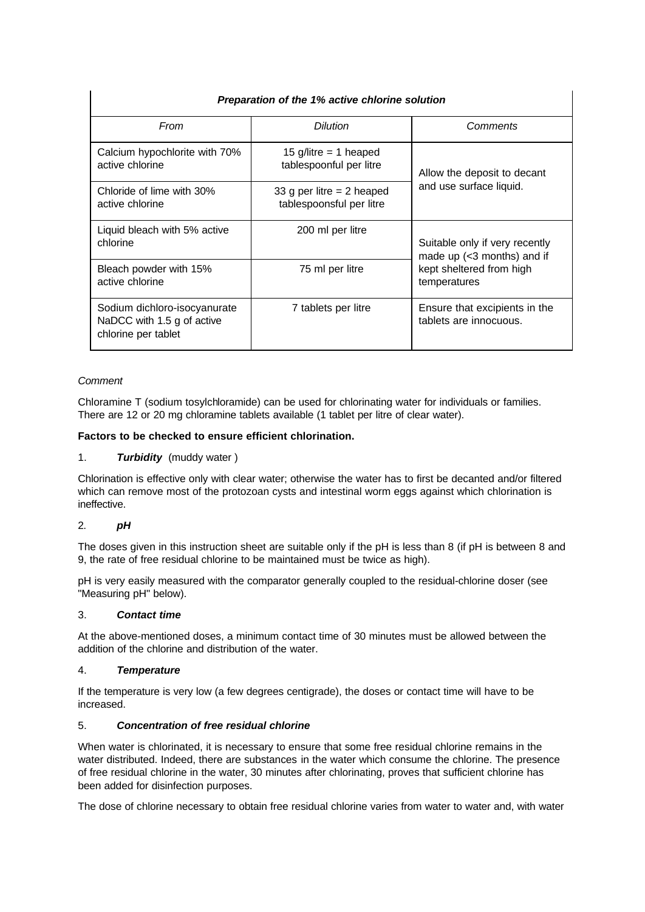| Preparation of the 1% active chlorine solution | | |
|---|---|---|
| *From* | *Dilution* | *Comments* |
| Calcium hypochlorite with 70% active chlorine | 15 g/litre = 1 heaped tablespoonful per litre | Allow the deposit to decant and use surface liquid. |
| Chloride of lime with 30% active chlorine | 33 g per litre = 2 heaped tablespoonsful per litre | |
| Liquid bleach with 5% active chlorine | 200 ml per litre | Suitable only if very recently made up (<3 months) and if kept sheltered from high temperatures |
| Bleach powder with 15% active chlorine | 75 ml per litre | |
| Sodium dichloro-isocyanurate NaDCC with 1.5 g of active chlorine per tablet | 7 tablets per litre | Ensure that excipients in the tablets are innocuous. |

*Comment*

Chloramine T (sodium tosylchloramide) can be used for chlorinating water for individuals or families. There are 12 or 20 mg chloramine tablets available (1 tablet per litre of clear water).

**Factors to be checked to ensure efficient chlorination.**

1. ***Turbidity*** (muddy water )

Chlorination is effective only with clear water; otherwise the water has to first be decanted and/or filtered which can remove most of the protozoan cysts and intestinal worm eggs against which chlorination is ineffective.

2. ***pH***

The doses given in this instruction sheet are suitable only if the pH is less than 8 (if pH is between 8 and 9, the rate of free residual chlorine to be maintained must be twice as high).

pH is very easily measured with the comparator generally coupled to the residual-chlorine doser (see "Measuring pH" below).

3. ***Contact time***

At the above-mentioned doses, a minimum contact time of 30 minutes must be allowed between the addition of the chlorine and distribution of the water.

4. ***Temperature***

If the temperature is very low (a few degrees centigrade), the doses or contact time will have to be increased.

5. ***Concentration of free residual chlorine***

When water is chlorinated, it is necessary to ensure that some free residual chlorine remains in the water distributed. Indeed, there are substances in the water which consume the chlorine. The presence of free residual chlorine in the water, 30 minutes after chlorinating, proves that sufficient chlorine has been added for disinfection purposes.

The dose of chlorine necessary to obtain free residual chlorine varies from water to water and, with water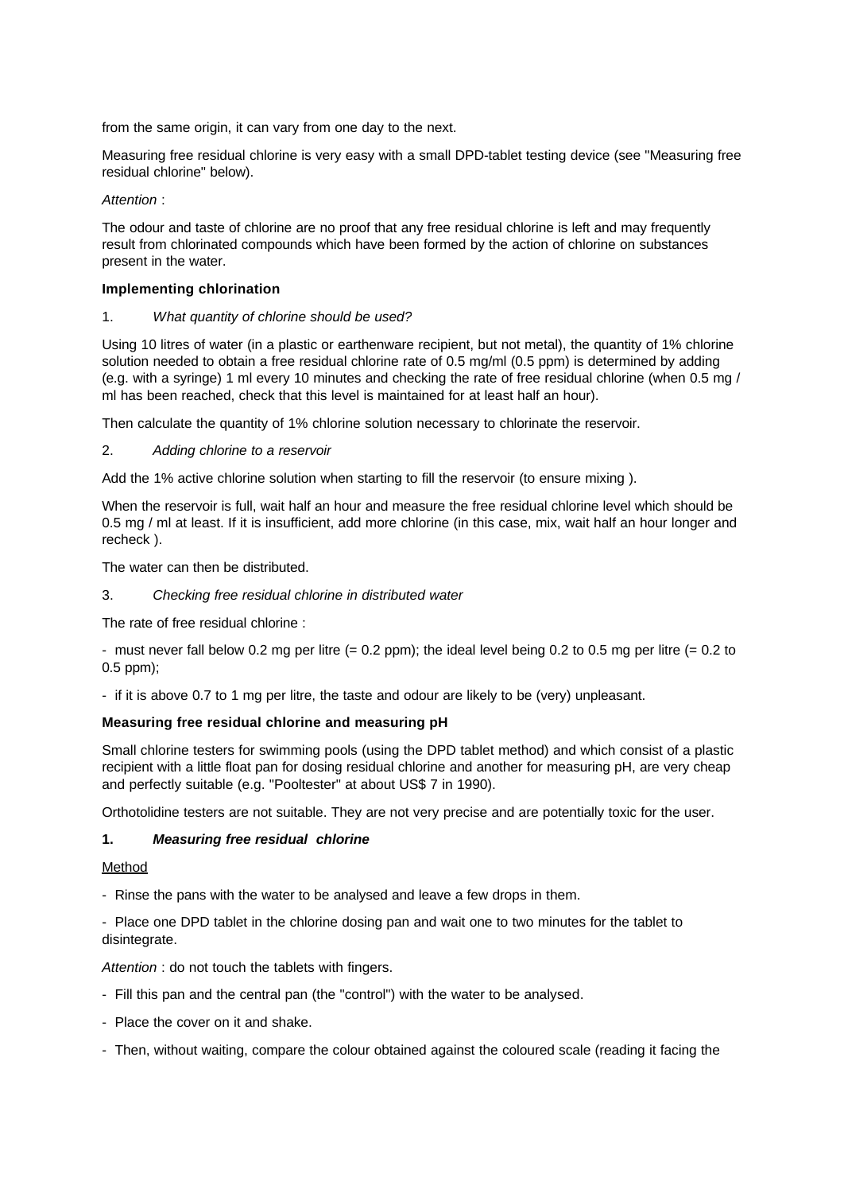from the same origin, it can vary from one day to the next.

Measuring free residual chlorine is very easy with a small DPD-tablet testing device (see "Measuring free residual chlorine" below).

*Attention* :

The odour and taste of chlorine are no proof that any free residual chlorine is left and may frequently result from chlorinated compounds which have been formed by the action of chlorine on substances present in the water.

**Implementing chlorination**

1. *What quantity of chlorine should be used?*

Using 10 litres of water (in a plastic or earthenware recipient, but not metal), the quantity of 1% chlorine solution needed to obtain a free residual chlorine rate of 0.5 mg/ml (0.5 ppm) is determined by adding (e.g. with a syringe) 1 ml every 10 minutes and checking the rate of free residual chlorine (when 0.5 mg / ml has been reached, check that this level is maintained for at least half an hour).

Then calculate the quantity of 1% chlorine solution necessary to chlorinate the reservoir.

2. *Adding chlorine to a reservoir*

Add the 1% active chlorine solution when starting to fill the reservoir (to ensure mixing ).

When the reservoir is full, wait half an hour and measure the free residual chlorine level which should be 0.5 mg / ml at least. If it is insufficient, add more chlorine (in this case, mix, wait half an hour longer and recheck ).

The water can then be distributed.

3. *Checking free residual chlorine in distributed water*

The rate of free residual chlorine :

- must never fall below 0.2 mg per litre (= 0.2 ppm); the ideal level being 0.2 to 0.5 mg per litre (= 0.2 to 0.5 ppm);

- if it is above 0.7 to 1 mg per litre, the taste and odour are likely to be (very) unpleasant.

**Measuring free residual chlorine and measuring pH**

Small chlorine testers for swimming pools (using the DPD tablet method) and which consist of a plastic recipient with a little float pan for dosing residual chlorine and another for measuring pH, are very cheap and perfectly suitable (e.g. "Pooltester" at about US$ 7 in 1990).

Orthotolidine testers are not suitable. They are not very precise and are potentially toxic for the user.

**1. *Measuring free residual chlorine***

<u>Method</u>

- Rinse the pans with the water to be analysed and leave a few drops in them.

- Place one DPD tablet in the chlorine dosing pan and wait one to two minutes for the tablet to disintegrate.

*Attention* : do not touch the tablets with fingers.

- Fill this pan and the central pan (the "control") with the water to be analysed.

- Place the cover on it and shake.

- Then, without waiting, compare the colour obtained against the coloured scale (reading it facing the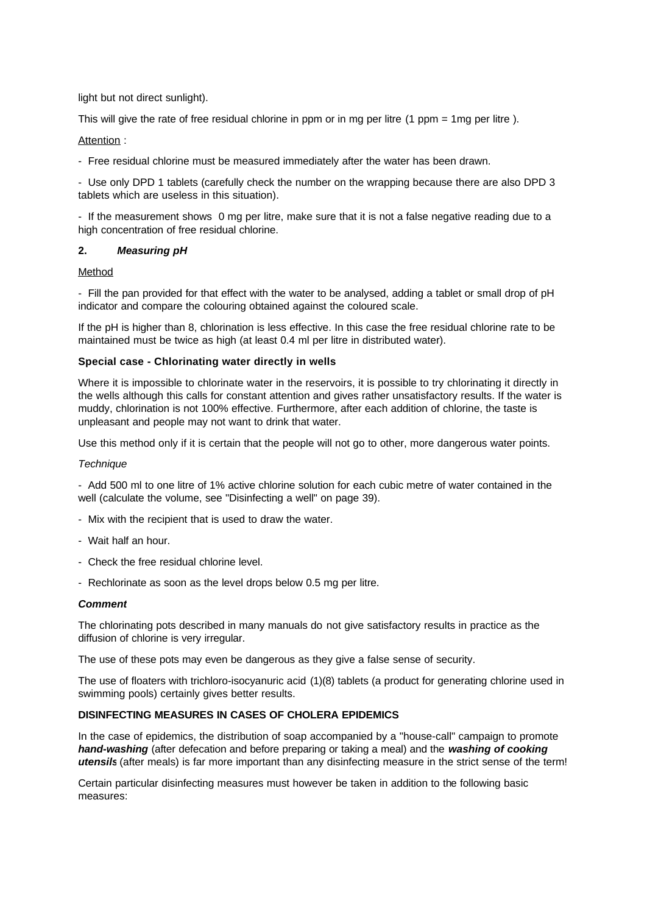light but not direct sunlight).

This will give the rate of free residual chlorine in ppm or in mg per litre (1 ppm = 1mg per litre ).

Attention :

- Free residual chlorine must be measured immediately after the water has been drawn.
- Use only DPD 1 tablets (carefully check the number on the wrapping because there are also DPD 3 tablets which are useless in this situation).
- If the measurement shows 0 mg per litre, make sure that it is not a false negative reading due to a high concentration of free residual chlorine.

## 2. *Measuring pH*

Method

- Fill the pan provided for that effect with the water to be analysed, adding a tablet or small drop of pH indicator and compare the colouring obtained against the coloured scale.

If the pH is higher than 8, chlorination is less effective. In this case the free residual chlorine rate to be maintained must be twice as high (at least 0.4 ml per litre in distributed water).

### Special case - Chlorinating water directly in wells

Where it is impossible to chlorinate water in the reservoirs, it is possible to try chlorinating it directly in the wells although this calls for constant attention and gives rather unsatisfactory results. If the water is muddy, chlorination is not 100% effective. Furthermore, after each addition of chlorine, the taste is unpleasant and people may not want to drink that water.

Use this method only if it is certain that the people will not go to other, more dangerous water points.

*Technique*

- Add 500 ml to one litre of 1% active chlorine solution for each cubic metre of water contained in the well (calculate the volume, see "Disinfecting a well" on page 39).
- Mix with the recipient that is used to draw the water.
- Wait half an hour.
- Check the free residual chlorine level.
- Rechlorinate as soon as the level drops below 0.5 mg per litre.

***Comment***

The chlorinating pots described in many manuals do not give satisfactory results in practice as the diffusion of chlorine is very irregular.

The use of these pots may even be dangerous as they give a false sense of security.

The use of floaters with trichloro-isocyanuric acid (1)(8) tablets (a product for generating chlorine used in swimming pools) certainly gives better results.

## DISINFECTING MEASURES IN CASES OF CHOLERA EPIDEMICS

In the case of epidemics, the distribution of soap accompanied by a "house-call" campaign to promote ***hand-washing*** (after defecation and before preparing or taking a meal) and the ***washing of cooking utensils*** (after meals) is far more important than any disinfecting measure in the strict sense of the term!

Certain particular disinfecting measures must however be taken in addition to the following basic measures: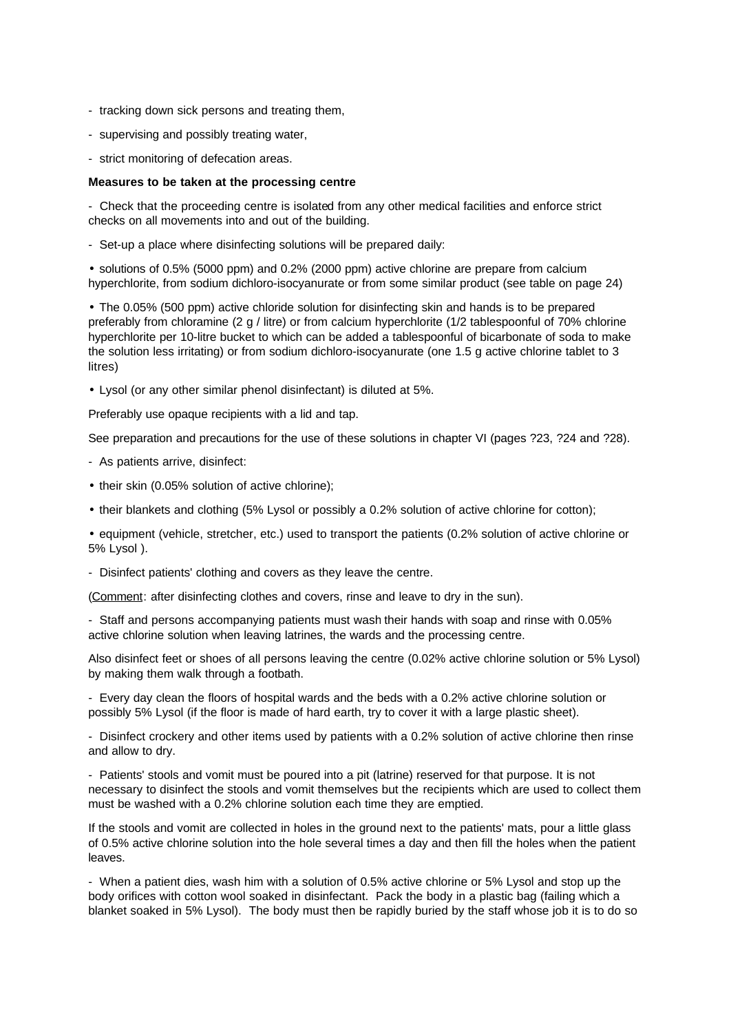- tracking down sick persons and treating them,

- supervising and possibly treating water,

- strict monitoring of defecation areas.

**Measures to be taken at the processing centre**

- Check that the proceeding centre is isolated from any other medical facilities and enforce strict checks on all movements into and out of the building.

- Set-up a place where disinfecting solutions will be prepared daily:

• solutions of 0.5% (5000 ppm) and 0.2% (2000 ppm) active chlorine are prepare from calcium hyperchlorite, from sodium dichloro-isocyanurate or from some similar product (see table on page 24)

• The 0.05% (500 ppm) active chloride solution for disinfecting skin and hands is to be prepared preferably from chloramine (2 g / litre) or from calcium hyperchlorite (1/2 tablespoonful of 70% chlorine hyperchlorite per 10-litre bucket to which can be added a tablespoonful of bicarbonate of soda to make the solution less irritating) or from sodium dichloro-isocyanurate (one 1.5 g active chlorine tablet to 3 litres)

• Lysol (or any other similar phenol disinfectant) is diluted at 5%.

Preferably use opaque recipients with a lid and tap.

See preparation and precautions for the use of these solutions in chapter VI (pages ?23, ?24 and ?28).

- As patients arrive, disinfect:

• their skin (0.05% solution of active chlorine);

• their blankets and clothing (5% Lysol or possibly a 0.2% solution of active chlorine for cotton);

• equipment (vehicle, stretcher, etc.) used to transport the patients (0.2% solution of active chlorine or 5% Lysol ).

- Disinfect patients' clothing and covers as they leave the centre.

(Comment: after disinfecting clothes and covers, rinse and leave to dry in the sun).

- Staff and persons accompanying patients must wash their hands with soap and rinse with 0.05% active chlorine solution when leaving latrines, the wards and the processing centre.

Also disinfect feet or shoes of all persons leaving the centre (0.02% active chlorine solution or 5% Lysol) by making them walk through a footbath.

- Every day clean the floors of hospital wards and the beds with a 0.2% active chlorine solution or possibly 5% Lysol (if the floor is made of hard earth, try to cover it with a large plastic sheet).

- Disinfect crockery and other items used by patients with a 0.2% solution of active chlorine then rinse and allow to dry.

- Patients' stools and vomit must be poured into a pit (latrine) reserved for that purpose. It is not necessary to disinfect the stools and vomit themselves but the recipients which are used to collect them must be washed with a 0.2% chlorine solution each time they are emptied.

If the stools and vomit are collected in holes in the ground next to the patients' mats, pour a little glass of 0.5% active chlorine solution into the hole several times a day and then fill the holes when the patient leaves.

- When a patient dies, wash him with a solution of 0.5% active chlorine or 5% Lysol and stop up the body orifices with cotton wool soaked in disinfectant. Pack the body in a plastic bag (failing which a blanket soaked in 5% Lysol). The body must then be rapidly buried by the staff whose job it is to do so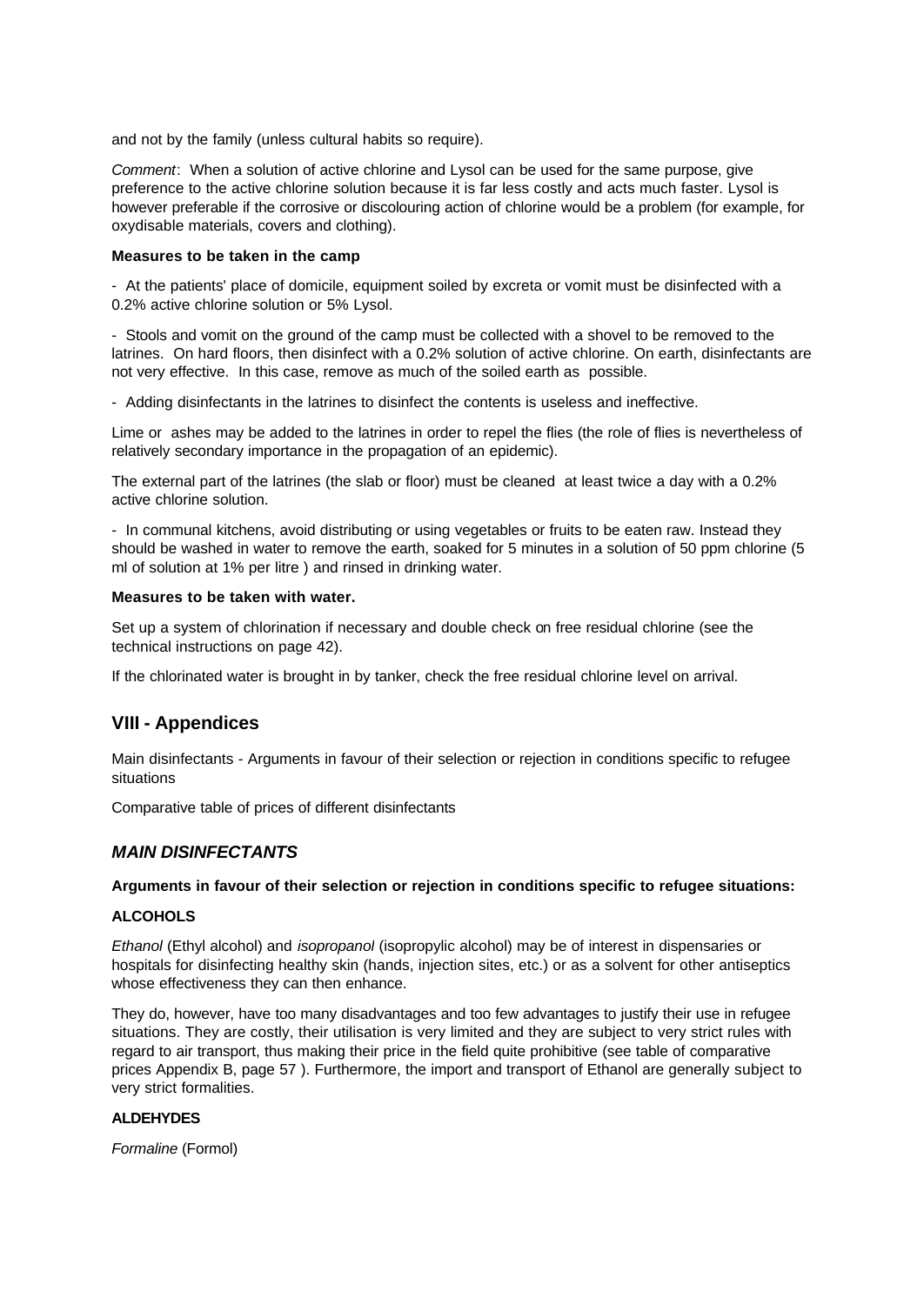and not by the family (unless cultural habits so require).

*Comment*: When a solution of active chlorine and Lysol can be used for the same purpose, give preference to the active chlorine solution because it is far less costly and acts much faster. Lysol is however preferable if the corrosive or discolouring action of chlorine would be a problem (for example, for oxydisable materials, covers and clothing).

**Measures to be taken in the camp**

- At the patients' place of domicile, equipment soiled by excreta or vomit must be disinfected with a 0.2% active chlorine solution or 5% Lysol.

- Stools and vomit on the ground of the camp must be collected with a shovel to be removed to the latrines. On hard floors, then disinfect with a 0.2% solution of active chlorine. On earth, disinfectants are not very effective. In this case, remove as much of the soiled earth as possible.

- Adding disinfectants in the latrines to disinfect the contents is useless and ineffective.

Lime or ashes may be added to the latrines in order to repel the flies (the role of flies is nevertheless of relatively secondary importance in the propagation of an epidemic).

The external part of the latrines (the slab or floor) must be cleaned at least twice a day with a 0.2% active chlorine solution.

- In communal kitchens, avoid distributing or using vegetables or fruits to be eaten raw. Instead they should be washed in water to remove the earth, soaked for 5 minutes in a solution of 50 ppm chlorine (5 ml of solution at 1% per litre ) and rinsed in drinking water.

**Measures to be taken with water.**

Set up a system of chlorination if necessary and double check on free residual chlorine (see the technical instructions on page 42).

If the chlorinated water is brought in by tanker, check the free residual chlorine level on arrival.

## VIII - Appendices

Main disinfectants - Arguments in favour of their selection or rejection in conditions specific to refugee situations

Comparative table of prices of different disinfectants

### *MAIN DISINFECTANTS*

**Arguments in favour of their selection or rejection in conditions specific to refugee situations:**

**ALCOHOLS**

*Ethanol* (Ethyl alcohol) and *isopropanol* (isopropylic alcohol) may be of interest in dispensaries or hospitals for disinfecting healthy skin (hands, injection sites, etc.) or as a solvent for other antiseptics whose effectiveness they can then enhance.

They do, however, have too many disadvantages and too few advantages to justify their use in refugee situations. They are costly, their utilisation is very limited and they are subject to very strict rules with regard to air transport, thus making their price in the field quite prohibitive (see table of comparative prices Appendix B, page 57 ). Furthermore, the import and transport of Ethanol are generally subject to very strict formalities.

**ALDEHYDES**

*Formaline* (Formol)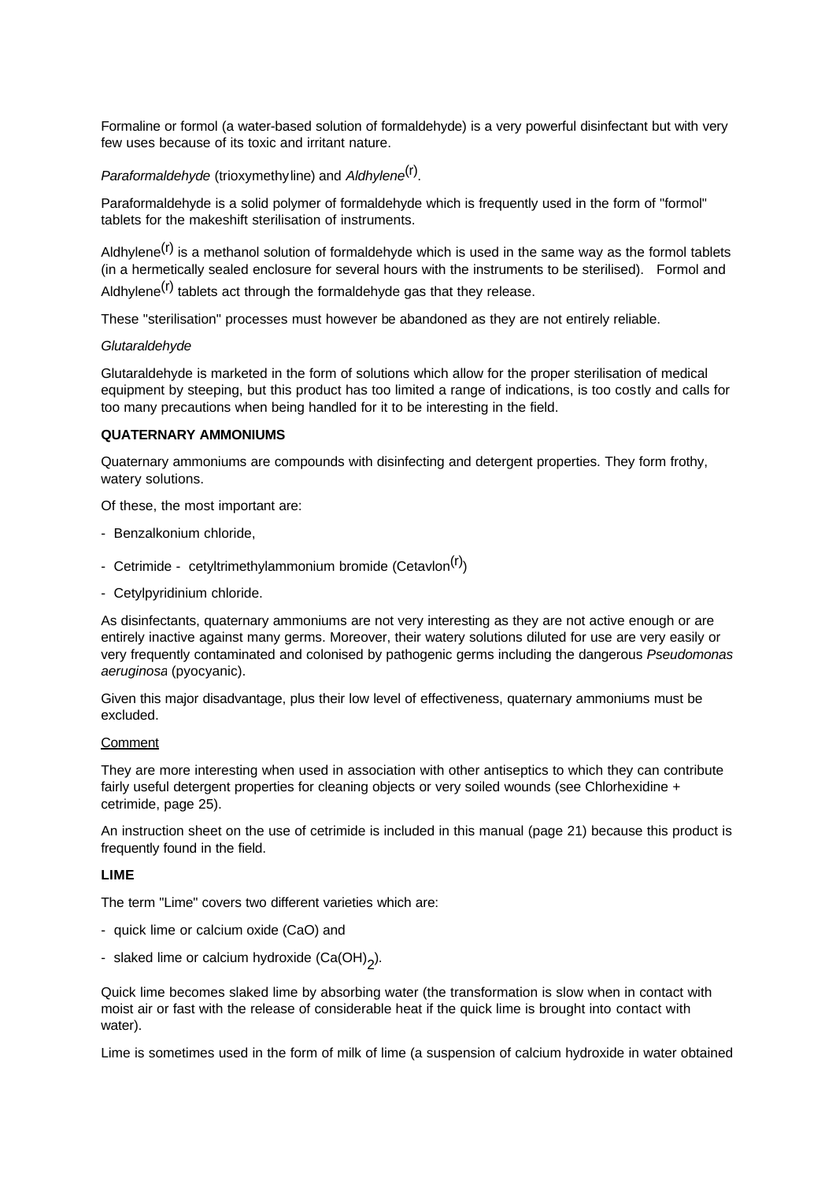Formaline or formol (a water-based solution of formaldehyde) is a very powerful disinfectant but with very few uses because of its toxic and irritant nature.

*Paraformaldehyde* (trioxymethyline) and *Aldhylene*(r).

Paraformaldehyde is a solid polymer of formaldehyde which is frequently used in the form of "formol" tablets for the makeshift sterilisation of instruments.

Aldhylene(r) is a methanol solution of formaldehyde which is used in the same way as the formol tablets (in a hermetically sealed enclosure for several hours with the instruments to be sterilised). Formol and Aldhylene(r) tablets act through the formaldehyde gas that they release.

These "sterilisation" processes must however be abandoned as they are not entirely reliable.

*Glutaraldehyde*

Glutaraldehyde is marketed in the form of solutions which allow for the proper sterilisation of medical equipment by steeping, but this product has too limited a range of indications, is too costly and calls for too many precautions when being handled for it to be interesting in the field.

**QUATERNARY AMMONIUMS**

Quaternary ammoniums are compounds with disinfecting and detergent properties. They form frothy, watery solutions.

Of these, the most important are:

- Benzalkonium chloride,
- Cetrimide - cetyltrimethylammonium bromide (Cetavlon(r))
- Cetylpyridinium chloride.

As disinfectants, quaternary ammoniums are not very interesting as they are not active enough or are entirely inactive against many germs. Moreover, their watery solutions diluted for use are very easily or very frequently contaminated and colonised by pathogenic germs including the dangerous *Pseudomonas aeruginosa* (pyocyanic).

Given this major disadvantage, plus their low level of effectiveness, quaternary ammoniums must be excluded.

Comment

They are more interesting when used in association with other antiseptics to which they can contribute fairly useful detergent properties for cleaning objects or very soiled wounds (see Chlorhexidine + cetrimide, page 25).

An instruction sheet on the use of cetrimide is included in this manual (page 21) because this product is frequently found in the field.

**LIME**

The term "Lime" covers two different varieties which are:

- quick lime or calcium oxide ($CaO$) and
- slaked lime or calcium hydroxide ($Ca(OH)_2$).

Quick lime becomes slaked lime by absorbing water (the transformation is slow when in contact with moist air or fast with the release of considerable heat if the quick lime is brought into contact with water).

Lime is sometimes used in the form of milk of lime (a suspension of calcium hydroxide in water obtained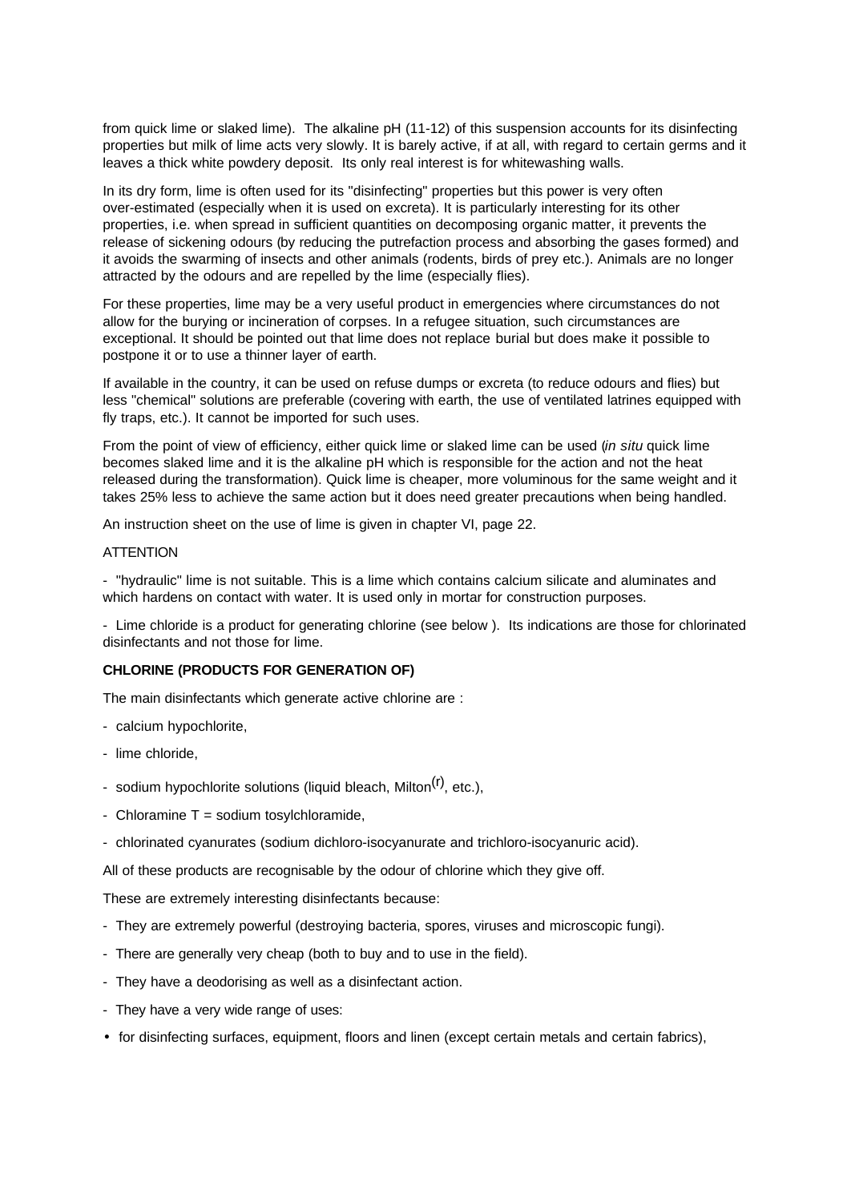from quick lime or slaked lime). The alkaline pH (11-12) of this suspension accounts for its disinfecting properties but milk of lime acts very slowly. It is barely active, if at all, with regard to certain germs and it leaves a thick white powdery deposit. Its only real interest is for whitewashing walls.

In its dry form, lime is often used for its "disinfecting" properties but this power is very often over-estimated (especially when it is used on excreta). It is particularly interesting for its other properties, i.e. when spread in sufficient quantities on decomposing organic matter, it prevents the release of sickening odours (by reducing the putrefaction process and absorbing the gases formed) and it avoids the swarming of insects and other animals (rodents, birds of prey etc.). Animals are no longer attracted by the odours and are repelled by the lime (especially flies).

For these properties, lime may be a very useful product in emergencies where circumstances do not allow for the burying or incineration of corpses. In a refugee situation, such circumstances are exceptional. It should be pointed out that lime does not replace burial but does make it possible to postpone it or to use a thinner layer of earth.

If available in the country, it can be used on refuse dumps or excreta (to reduce odours and flies) but less "chemical" solutions are preferable (covering with earth, the use of ventilated latrines equipped with fly traps, etc.). It cannot be imported for such uses.

From the point of view of efficiency, either quick lime or slaked lime can be used (*in situ* quick lime becomes slaked lime and it is the alkaline pH which is responsible for the action and not the heat released during the transformation). Quick lime is cheaper, more voluminous for the same weight and it takes 25% less to achieve the same action but it does need greater precautions when being handled.

An instruction sheet on the use of lime is given in chapter VI, page 22.

ATTENTION

- "hydraulic" lime is not suitable. This is a lime which contains calcium silicate and aluminates and which hardens on contact with water. It is used only in mortar for construction purposes.

- Lime chloride is a product for generating chlorine (see below ). Its indications are those for chlorinated disinfectants and not those for lime.

**CHLORINE (PRODUCTS FOR GENERATION OF)**

The main disinfectants which generate active chlorine are :

- calcium hypochlorite,
- lime chloride,
- sodium hypochlorite solutions (liquid bleach, Milton(r), etc.),
- Chloramine T = sodium tosylchloramide,
- chlorinated cyanurates (sodium dichloro-isocyanurate and trichloro-isocyanuric acid).

All of these products are recognisable by the odour of chlorine which they give off.

These are extremely interesting disinfectants because:

- They are extremely powerful (destroying bacteria, spores, viruses and microscopic fungi).
- There are generally very cheap (both to buy and to use in the field).
- They have a deodorising as well as a disinfectant action.
- They have a very wide range of uses:
  - for disinfecting surfaces, equipment, floors and linen (except certain metals and certain fabrics),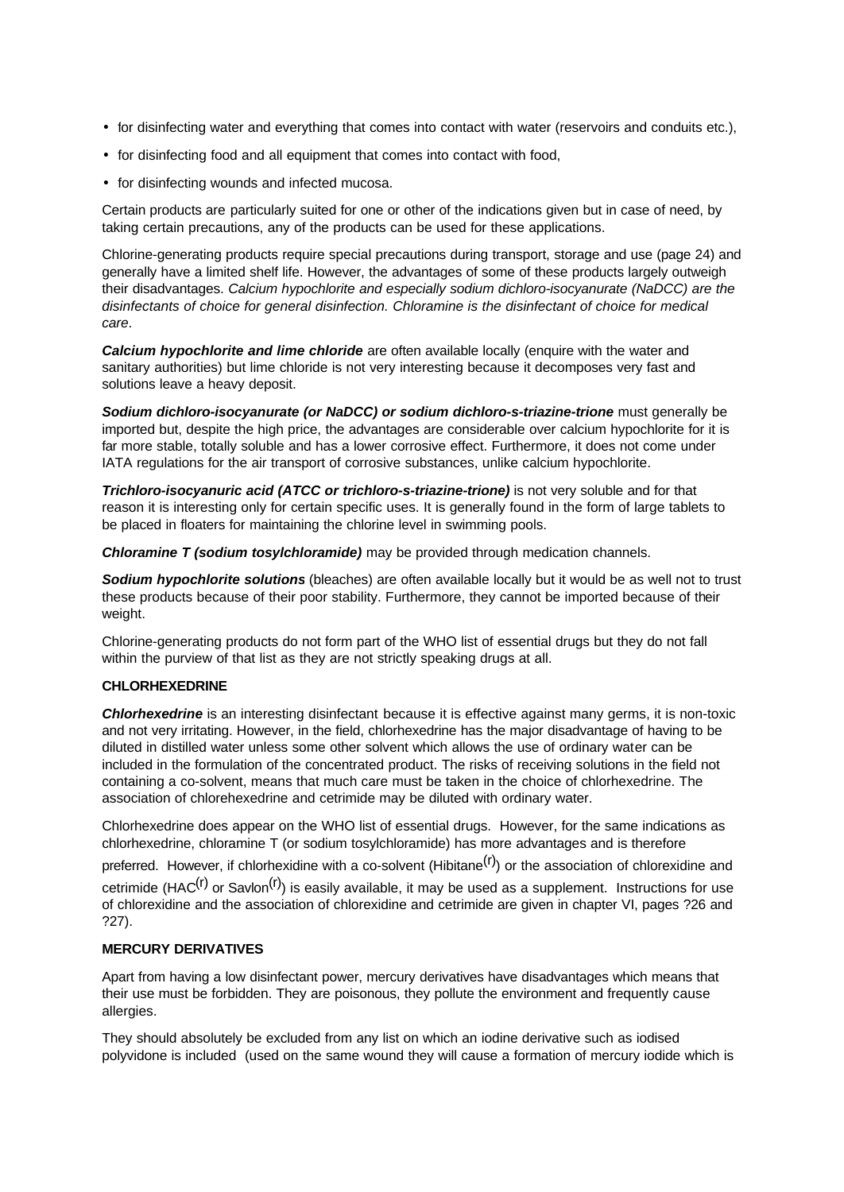- for disinfecting water and everything that comes into contact with water (reservoirs and conduits etc.),
- for disinfecting food and all equipment that comes into contact with food,
- for disinfecting wounds and infected mucosa.

Certain products are particularly suited for one or other of the indications given but in case of need, by taking certain precautions, any of the products can be used for these applications.

Chlorine-generating products require special precautions during transport, storage and use (page 24) and generally have a limited shelf life. However, the advantages of some of these products largely outweigh their disadvantages. *Calcium hypochlorite and especially sodium dichloro-isocyanurate (NaDCC) are the disinfectants of choice for general disinfection. Chloramine is the disinfectant of choice for medical care*.

***Calcium hypochlorite and lime chloride*** are often available locally (enquire with the water and sanitary authorities) but lime chloride is not very interesting because it decomposes very fast and solutions leave a heavy deposit.

***Sodium dichloro-isocyanurate (or NaDCC) or sodium dichloro-s-triazine-trione*** must generally be imported but, despite the high price, the advantages are considerable over calcium hypochlorite for it is far more stable, totally soluble and has a lower corrosive effect. Furthermore, it does not come under IATA regulations for the air transport of corrosive substances, unlike calcium hypochlorite.

***Trichloro-isocyanuric acid (ATCC or trichloro-s-triazine-trione)*** is not very soluble and for that reason it is interesting only for certain specific uses. It is generally found in the form of large tablets to be placed in floaters for maintaining the chlorine level in swimming pools.

***Chloramine T (sodium tosylchloramide)*** may be provided through medication channels.

***Sodium hypochlorite solutions*** (bleaches) are often available locally but it would be as well not to trust these products because of their poor stability. Furthermore, they cannot be imported because of their weight.

Chlorine-generating products do not form part of the WHO list of essential drugs but they do not fall within the purview of that list as they are not strictly speaking drugs at all.

**CHLORHEXEDRINE**

***Chlorhexedrine*** is an interesting disinfectant because it is effective against many germs, it is non-toxic and not very irritating. However, in the field, chlorhexedrine has the major disadvantage of having to be diluted in distilled water unless some other solvent which allows the use of ordinary water can be included in the formulation of the concentrated product. The risks of receiving solutions in the field not containing a co-solvent, means that much care must be taken in the choice of chlorhexedrine. The association of chlorehexedrine and cetrimide may be diluted with ordinary water.

Chlorhexedrine does appear on the WHO list of essential drugs. However, for the same indications as chlorhexedrine, chloramine T (or sodium tosylchloramide) has more advantages and is therefore preferred. However, if chlorhexidine with a co-solvent (Hibitane(r)) or the association of chlorexidine and cetrimide (HAC(r) or Savlon(r)) is easily available, it may be used as a supplement. Instructions for use of chlorexidine and the association of chlorexidine and cetrimide are given in chapter VI, pages ?26 and ?27).

**MERCURY DERIVATIVES**

Apart from having a low disinfectant power, mercury derivatives have disadvantages which means that their use must be forbidden. They are poisonous, they pollute the environment and frequently cause allergies.

They should absolutely be excluded from any list on which an iodine derivative such as iodised polyvidone is included (used on the same wound they will cause a formation of mercury iodide which is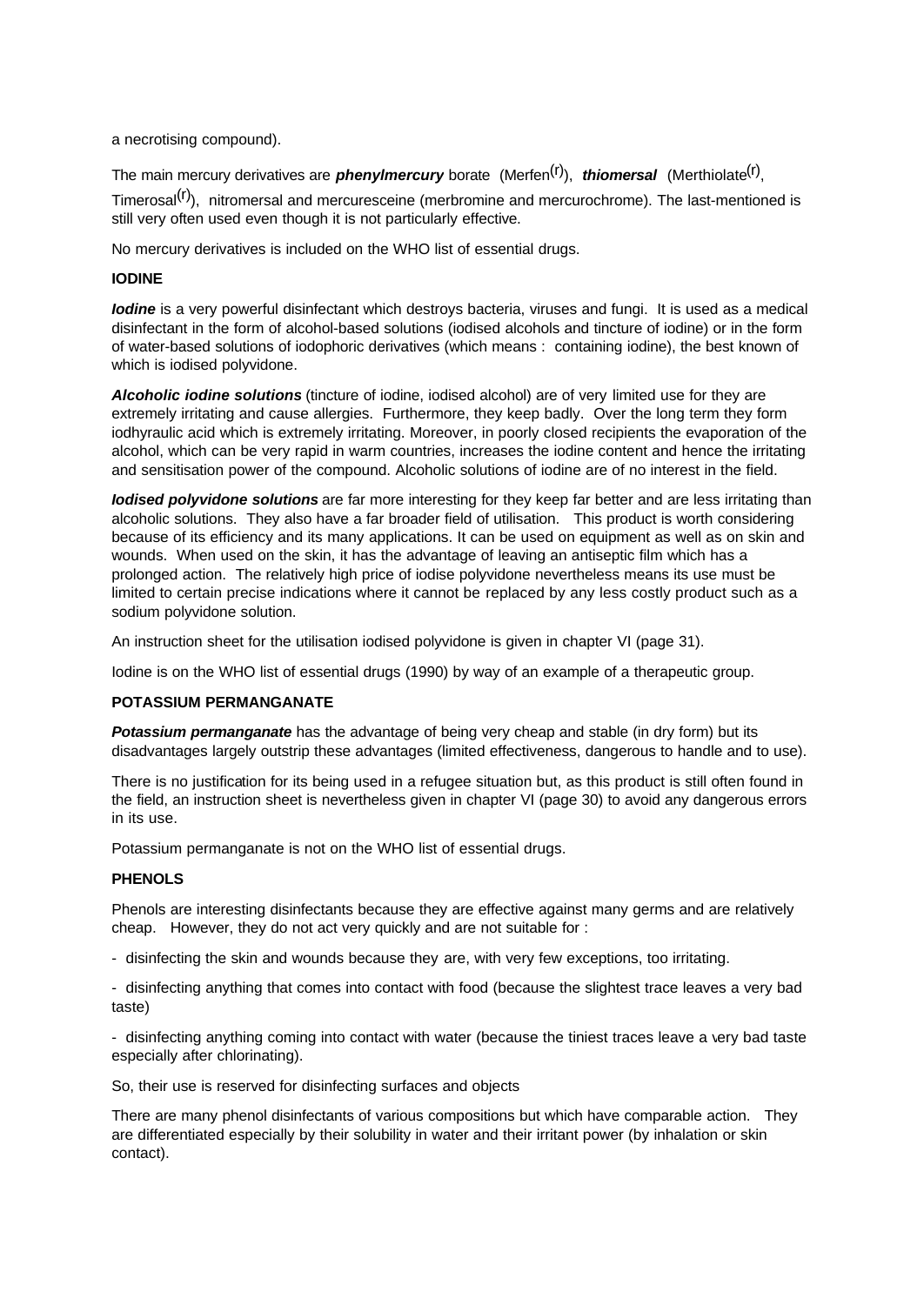a necrotising compound).

The main mercury derivatives are ***phenylmercury*** borate (Merfen(r)), ***thiomersal*** (Merthiolate(r), Timerosal(r)), nitromersal and mercuresceine (merbromine and mercurochrome). The last-mentioned is still very often used even though it is not particularly effective.

No mercury derivatives is included on the WHO list of essential drugs.

**IODINE**

***Iodine*** is a very powerful disinfectant which destroys bacteria, viruses and fungi. It is used as a medical disinfectant in the form of alcohol-based solutions (iodised alcohols and tincture of iodine) or in the form of water-based solutions of iodophoric derivatives (which means : containing iodine), the best known of which is iodised polyvidone.

***Alcoholic iodine solutions*** (tincture of iodine, iodised alcohol) are of very limited use for they are extremely irritating and cause allergies. Furthermore, they keep badly. Over the long term they form iodhyraulic acid which is extremely irritating. Moreover, in poorly closed recipients the evaporation of the alcohol, which can be very rapid in warm countries, increases the iodine content and hence the irritating and sensitisation power of the compound. Alcoholic solutions of iodine are of no interest in the field.

***Iodised polyvidone solutions*** are far more interesting for they keep far better and are less irritating than alcoholic solutions. They also have a far broader field of utilisation. This product is worth considering because of its efficiency and its many applications. It can be used on equipment as well as on skin and wounds. When used on the skin, it has the advantage of leaving an antiseptic film which has a prolonged action. The relatively high price of iodise polyvidone nevertheless means its use must be limited to certain precise indications where it cannot be replaced by any less costly product such as a sodium polyvidone solution.

An instruction sheet for the utilisation iodised polyvidone is given in chapter VI (page 31).

Iodine is on the WHO list of essential drugs (1990) by way of an example of a therapeutic group.

**POTASSIUM PERMANGANATE**

***Potassium permanganate*** has the advantage of being very cheap and stable (in dry form) but its disadvantages largely outstrip these advantages (limited effectiveness, dangerous to handle and to use).

There is no justification for its being used in a refugee situation but, as this product is still often found in the field, an instruction sheet is nevertheless given in chapter VI (page 30) to avoid any dangerous errors in its use.

Potassium permanganate is not on the WHO list of essential drugs.

**PHENOLS**

Phenols are interesting disinfectants because they are effective against many germs and are relatively cheap. However, they do not act very quickly and are not suitable for :

- disinfecting the skin and wounds because they are, with very few exceptions, too irritating.

- disinfecting anything that comes into contact with food (because the slightest trace leaves a very bad taste)

- disinfecting anything coming into contact with water (because the tiniest traces leave a very bad taste especially after chlorinating).

So, their use is reserved for disinfecting surfaces and objects

There are many phenol disinfectants of various compositions but which have comparable action. They are differentiated especially by their solubility in water and their irritant power (by inhalation or skin contact).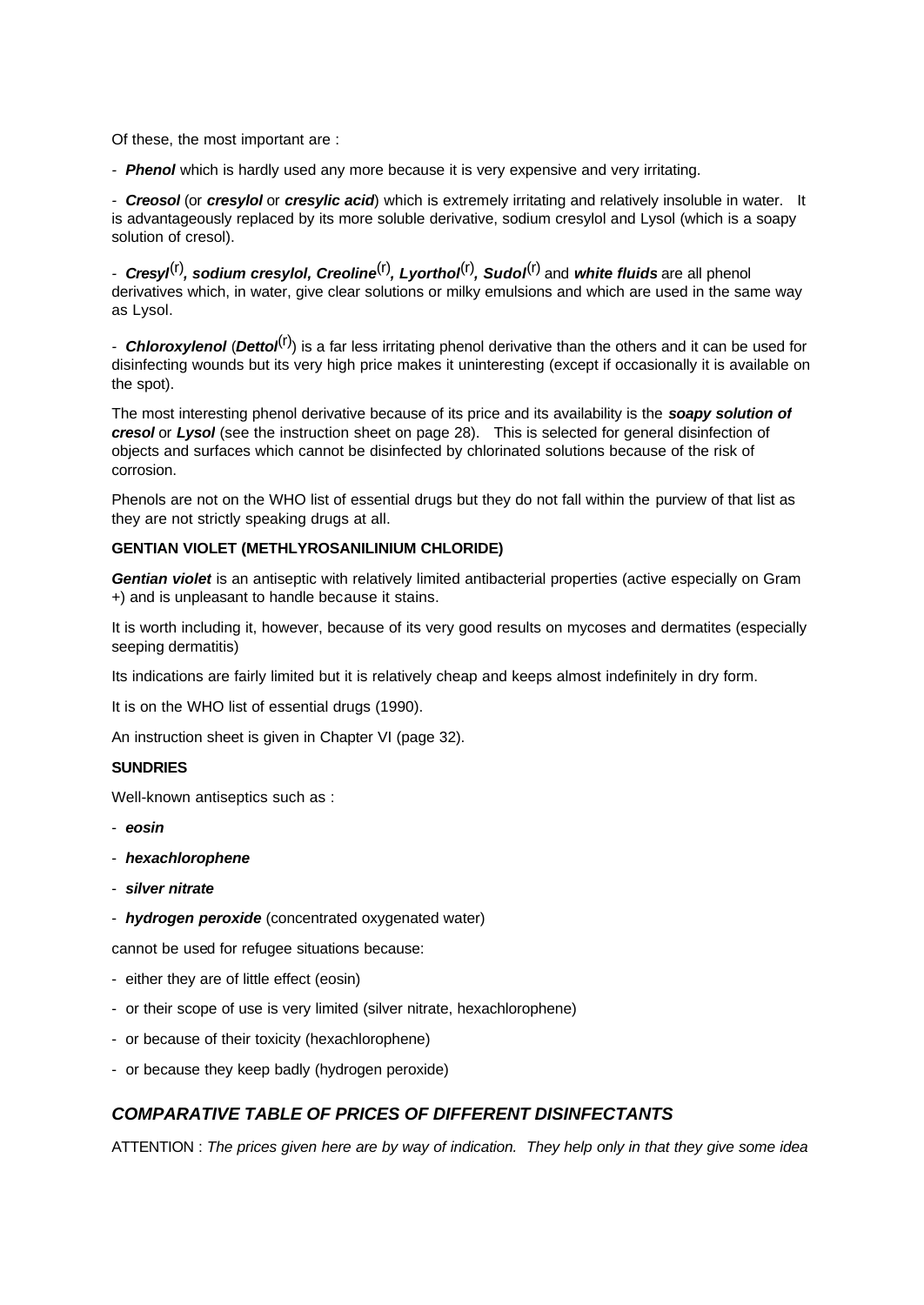Of these, the most important are :

- ***Phenol*** which is hardly used any more because it is very expensive and very irritating.

- ***Creosol*** (or ***cresylol*** or ***cresylic acid***) which is extremely irritating and relatively insoluble in water. It is advantageously replaced by its more soluble derivative, sodium cresylol and Lysol (which is a soapy solution of cresol).

- ***Cresyl***(r)***, sodium cresylol, Creoline***(r)***, Lyorthol***(r)***, Sudol***(r) and ***white fluids*** are all phenol derivatives which, in water, give clear solutions or milky emulsions and which are used in the same way as Lysol.

- ***Chloroxylenol*** (***Dettol***(r)) is a far less irritating phenol derivative than the others and it can be used for disinfecting wounds but its very high price makes it uninteresting (except if occasionally it is available on the spot).

The most interesting phenol derivative because of its price and its availability is the ***soapy solution of cresol*** or ***Lysol*** (see the instruction sheet on page 28). This is selected for general disinfection of objects and surfaces which cannot be disinfected by chlorinated solutions because of the risk of corrosion.

Phenols are not on the WHO list of essential drugs but they do not fall within the purview of that list as they are not strictly speaking drugs at all.

**GENTIAN VIOLET (METHLYROSANILINIUM CHLORIDE)**

***Gentian violet*** is an antiseptic with relatively limited antibacterial properties (active especially on Gram +) and is unpleasant to handle because it stains.

It is worth including it, however, because of its very good results on mycoses and dermatites (especially seeping dermatitis)

Its indications are fairly limited but it is relatively cheap and keeps almost indefinitely in dry form.

It is on the WHO list of essential drugs (1990).

An instruction sheet is given in Chapter VI (page 32).

**SUNDRIES**

Well-known antiseptics such as :

- ***eosin***
- ***hexachlorophene***
- ***silver nitrate***
- ***hydrogen peroxide*** (concentrated oxygenated water)

cannot be used for refugee situations because:

- either they are of little effect (eosin)
- or their scope of use is very limited (silver nitrate, hexachlorophene)
- or because of their toxicity (hexachlorophene)
- or because they keep badly (hydrogen peroxide)

## *COMPARATIVE TABLE OF PRICES OF DIFFERENT DISINFECTANTS*

ATTENTION : *The prices given here are by way of indication. They help only in that they give some idea*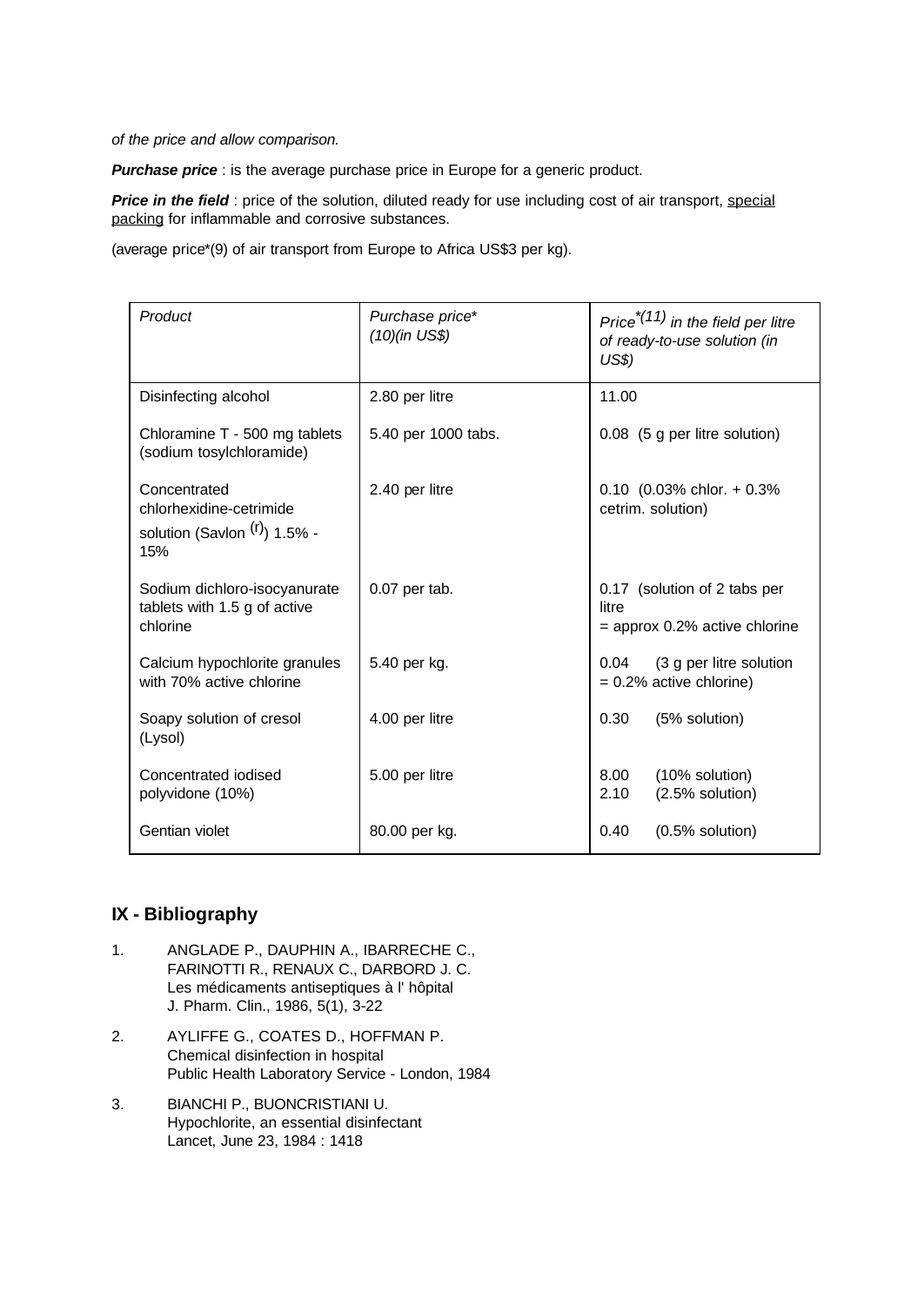*of the price and allow comparison.*

***Purchase price*** : is the average purchase price in Europe for a generic product.

***Price in the field*** : price of the solution, diluted ready for use including cost of air transport, special packing for inflammable and corrosive substances.

(average price*(9) of air transport from Europe to Africa US$3 per kg).

| *Product* | *Purchase price* (10)(in US$)* | *Price*(11) in the field per litre of ready-to-use solution (in US$)* |
|---|---|---|
| Disinfecting alcohol | 2.80 per litre | 11.00 |
| Chloramine T - 500 mg tablets (sodium tosylchloramide) | 5.40 per 1000 tabs. | 0.08 (5 g per litre solution) |
| Concentrated chlorhexidine-cetrimide solution (Savlon (r)) 1.5% - 15% | 2.40 per litre | 0.10 (0.03% chlor. + 0.3% cetrim. solution) |
| Sodium dichloro-isocyanurate tablets with 1.5 g of active chlorine | 0.07 per tab. | 0.17 (solution of 2 tabs per litre = approx 0.2% active chlorine |
| Calcium hypochlorite granules with 70% active chlorine | 5.40 per kg. | 0.04 (3 g per litre solution = 0.2% active chlorine) |
| Soapy solution of cresol (Lysol) | 4.00 per litre | 0.30 (5% solution) |
| Concentrated iodised polyvidone (10%) | 5.00 per litre | 8.00 (10% solution)<br>2.10 (2.5% solution) |
| Gentian violet | 80.00 per kg. | 0.40 (0.5% solution) |

## IX - Bibliography

1. ANGLADE P., DAUPHIN A., IBARRECHE C., FARINOTTI R., RENAUX C., DARBORD J. C.
   Les médicaments antiseptiques à l' hôpital
   J. Pharm. Clin., 1986, 5(1), 3-22

2. AYLIFFE G., COATES D., HOFFMAN P.
   Chemical disinfection in hospital
   Public Health Laboratory Service - London, 1984

3. BIANCHI P., BUONCRISTIANI U.
   Hypochlorite, an essential disinfectant
   Lancet, June 23, 1984 : 1418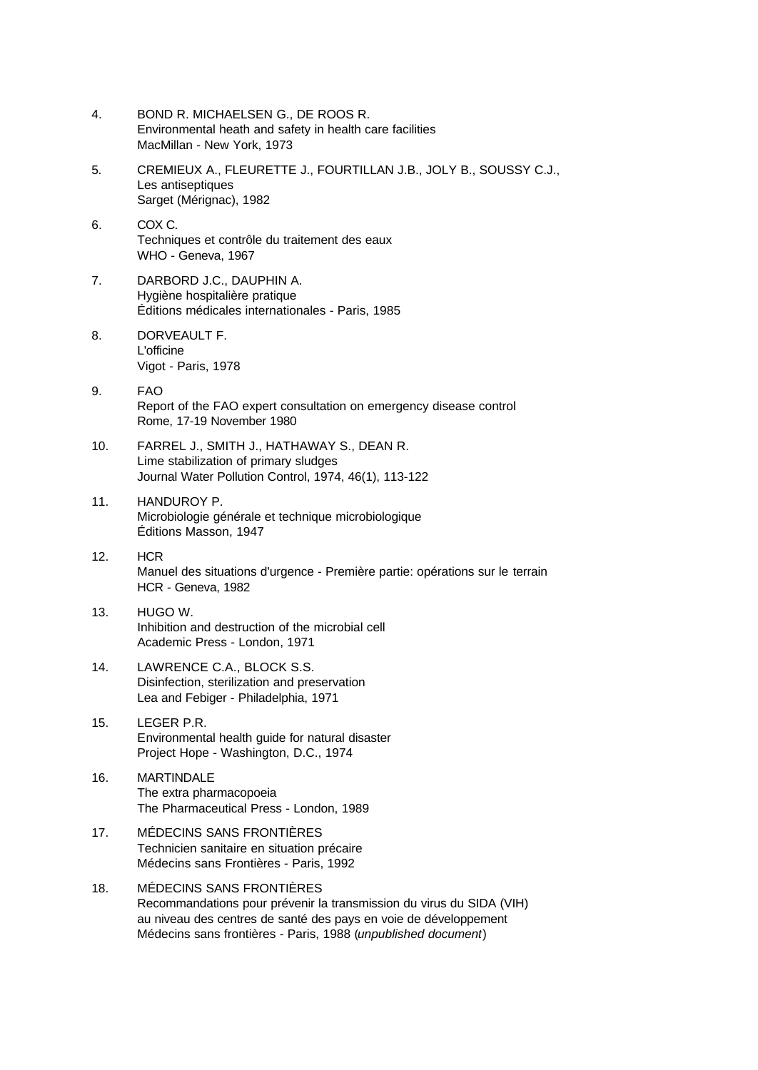4. BOND R. MICHAELSEN G., DE ROOS R.
   Environmental heath and safety in health care facilities
   MacMillan - New York, 1973

5. CREMIEUX A., FLEURETTE J., FOURTILLAN J.B., JOLY B., SOUSSY C.J.,
   Les antiseptiques
   Sarget (Mérignac), 1982

6. COX C.
   Techniques et contrôle du traitement des eaux
   WHO - Geneva, 1967

7. DARBORD J.C., DAUPHIN A.
   Hygiène hospitalière pratique
   Éditions médicales internationales - Paris, 1985

8. DORVEAULT F.
   L'officine
   Vigot - Paris, 1978

9. FAO
   Report of the FAO expert consultation on emergency disease control
   Rome, 17-19 November 1980

10. FARREL J., SMITH J., HATHAWAY S., DEAN R.
    Lime stabilization of primary sludges
    Journal Water Pollution Control, 1974, 46(1), 113-122

11. HANDUROY P.
    Microbiologie générale et technique microbiologique
    Éditions Masson, 1947

12. HCR
    Manuel des situations d'urgence - Première partie: opérations sur le terrain
    HCR - Geneva, 1982

13. HUGO W.
    Inhibition and destruction of the microbial cell
    Academic Press - London, 1971

14. LAWRENCE C.A., BLOCK S.S.
    Disinfection, sterilization and preservation
    Lea and Febiger - Philadelphia, 1971

15. LEGER P.R.
    Environmental health guide for natural disaster
    Project Hope - Washington, D.C., 1974

16. MARTINDALE
    The extra pharmacopoeia
    The Pharmaceutical Press - London, 1989

17. MÉDECINS SANS FRONTIÈRES
    Technicien sanitaire en situation précaire
    Médecins sans Frontières - Paris, 1992

18. MÉDECINS SANS FRONTIÈRES
    Recommandations pour prévenir la transmission du virus du SIDA (VIH)
    au niveau des centres de santé des pays en voie de développement
    Médecins sans frontières - Paris, 1988 (*unpublished document*)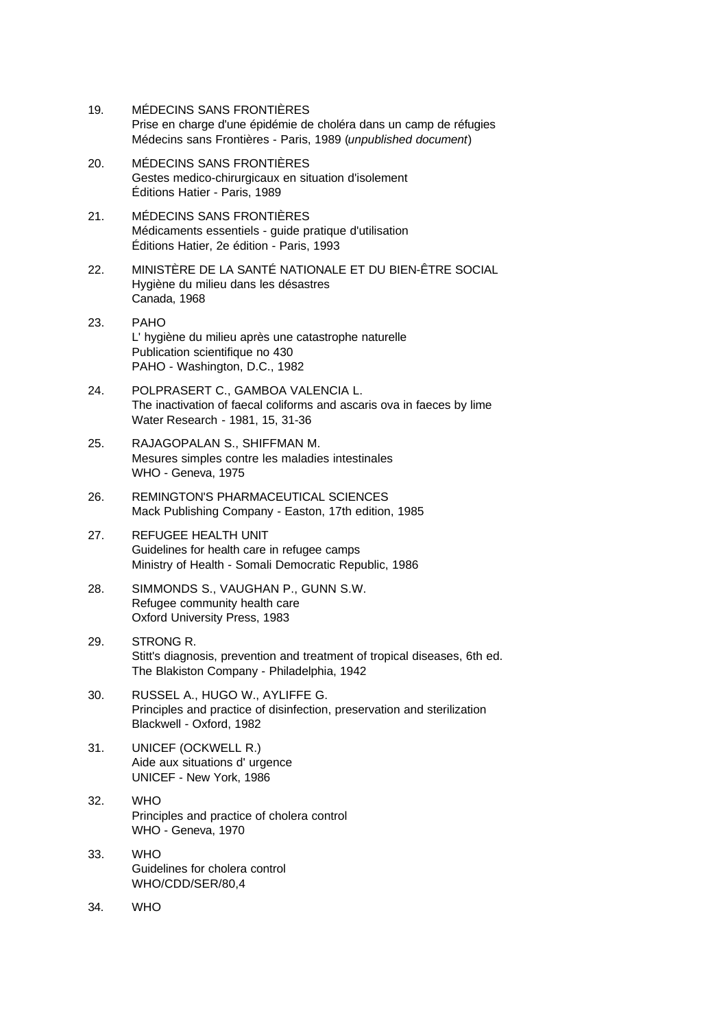19. MÉDECINS SANS FRONTIÈRES
    Prise en charge d'une épidémie de choléra dans un camp de réfugies
    Médecins sans Frontières - Paris, 1989 (*unpublished document*)

20. MÉDECINS SANS FRONTIÈRES
    Gestes medico-chirurgicaux en situation d'isolement
    Éditions Hatier - Paris, 1989

21. MÉDECINS SANS FRONTIÈRES
    Médicaments essentiels - guide pratique d'utilisation
    Éditions Hatier, 2e édition - Paris, 1993

22. MINISTÈRE DE LA SANTÉ NATIONALE ET DU BIEN-ÊTRE SOCIAL
    Hygiène du milieu dans les désastres
    Canada, 1968

23. PAHO
    L' hygiène du milieu après une catastrophe naturelle
    Publication scientifique no 430
    PAHO - Washington, D.C., 1982

24. POLPRASERT C., GAMBOA VALENCIA L.
    The inactivation of faecal coliforms and ascaris ova in faeces by lime
    Water Research - 1981, 15, 31-36

25. RAJAGOPALAN S., SHIFFMAN M.
    Mesures simples contre les maladies intestinales
    WHO - Geneva, 1975

26. REMINGTON'S PHARMACEUTICAL SCIENCES
    Mack Publishing Company - Easton, 17th edition, 1985

27. REFUGEE HEALTH UNIT
    Guidelines for health care in refugee camps
    Ministry of Health - Somali Democratic Republic, 1986

28. SIMMONDS S., VAUGHAN P., GUNN S.W.
    Refugee community health care
    Oxford University Press, 1983

29. STRONG R.
    Stitt's diagnosis, prevention and treatment of tropical diseases, 6th ed.
    The Blakiston Company - Philadelphia, 1942

30. RUSSEL A., HUGO W., AYLIFFE G.
    Principles and practice of disinfection, preservation and sterilization
    Blackwell - Oxford, 1982

31. UNICEF (OCKWELL R.)
    Aide aux situations d' urgence
    UNICEF - New York, 1986

32. WHO
    Principles and practice of cholera control
    WHO - Geneva, 1970

33. WHO
    Guidelines for cholera control
    WHO/CDD/SER/80,4

34. WHO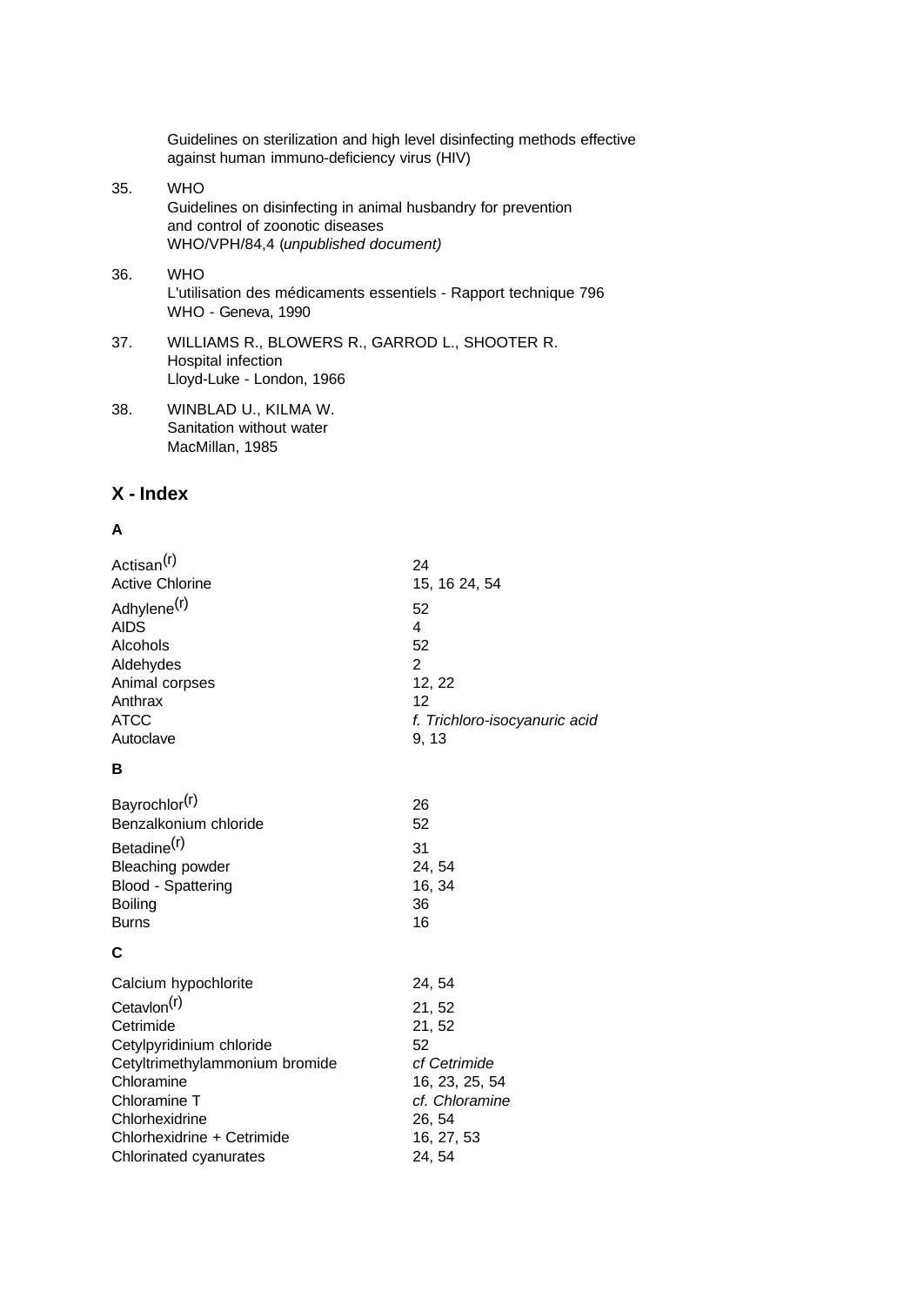Guidelines on sterilization and high level disinfecting methods effective against human immuno-deficiency virus (HIV)

35. WHO
    Guidelines on disinfecting in animal husbandry for prevention and control of zoonotic diseases
    WHO/VPH/84,4 (*unpublished document)*

36. WHO
    L'utilisation des médicaments essentiels - Rapport technique 796
    WHO - Geneva, 1990

37. WILLIAMS R., BLOWERS R., GARROD L., SHOOTER R.
    Hospital infection
    Lloyd-Luke - London, 1966

38. WINBLAD U., KILMA W.
    Sanitation without water
    MacMillan, 1985

## X - Index

### A

| | |
|---|---|
| Actisan(r) | 24 |
| Active Chlorine | 15, 16 24, 54 |
| Adhylene(r) | 52 |
| AIDS | 4 |
| Alcohols | 52 |
| Aldehydes | 2 |
| Animal corpses | 12, 22 |
| Anthrax | 12 |
| ATCC | *f. Trichloro-isocyanuric acid* |
| Autoclave | 9, 13 |

### B

| | |
|---|---|
| Bayrochlor(r) | 26 |
| Benzalkonium chloride | 52 |
| Betadine(r) | 31 |
| Bleaching powder | 24, 54 |
| Blood - Spattering | 16, 34 |
| Boiling | 36 |
| Burns | 16 |

### C

| | |
|---|---|
| Calcium hypochlorite | 24, 54 |
| Cetavlon(r) | 21, 52 |
| Cetrimide | 21, 52 |
| Cetylpyridinium chloride | 52 |
| Cetyltrimethylammonium bromide | *cf Cetrimide* |
| Chloramine | 16, 23, 25, 54 |
| Chloramine T | *cf. Chloramine* |
| Chlorhexidrine | 26, 54 |
| Chlorhexidrine + Cetrimide | 16, 27, 53 |
| Chlorinated cyanurates | 24, 54 |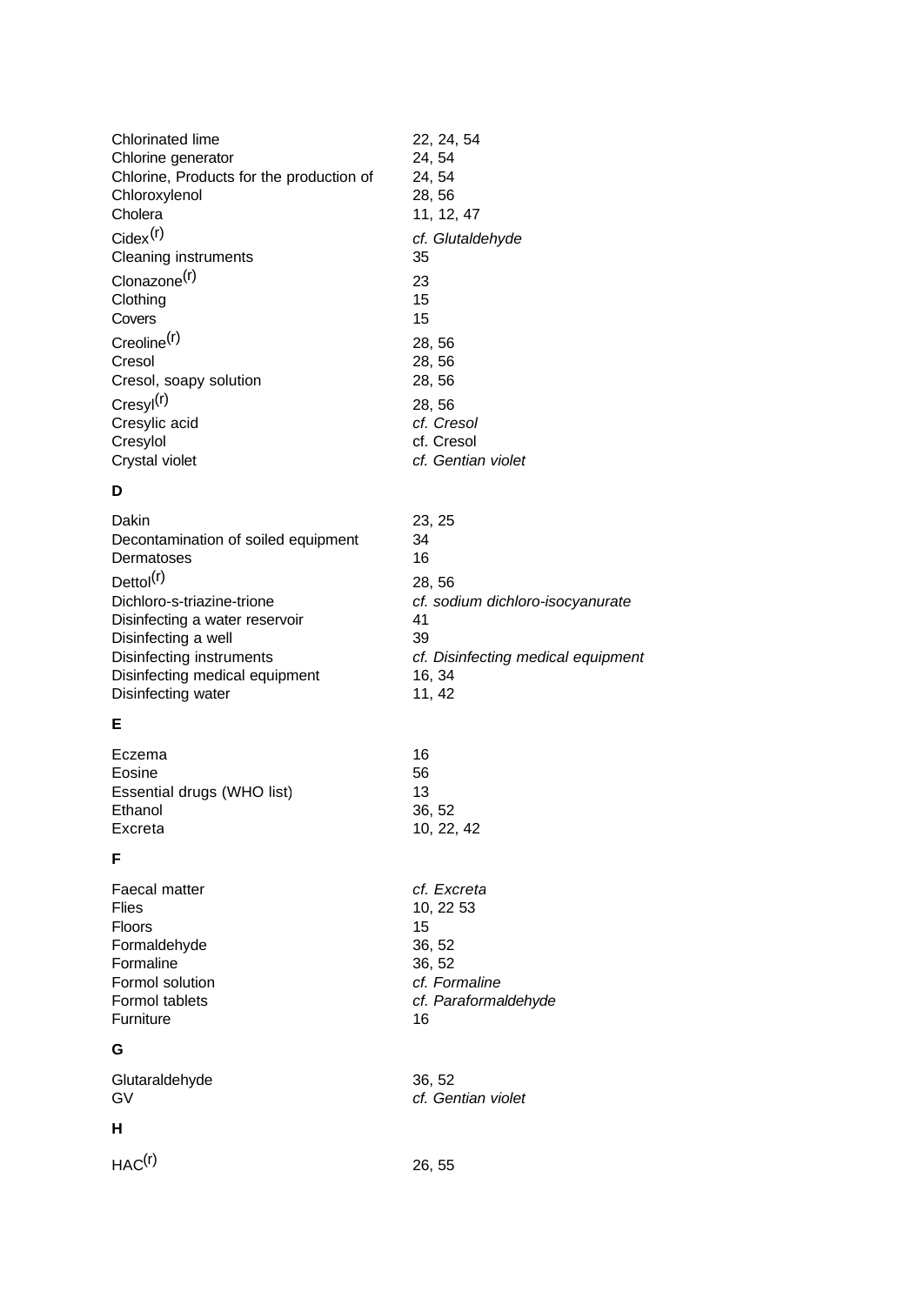| | |
|---|---|
| Chlorinated lime | 22, 24, 54 |
| Chlorine generator | 24, 54 |
| Chlorine, Products for the production of | 24, 54 |
| Chloroxylenol | 28, 56 |
| Cholera | 11, 12, 47 |
| Cidex[(r)] | *cf. Glutaldehyde* |
| Cleaning instruments | 35 |
| Clonazone[(r)] | 23 |
| Clothing | 15 |
| Covers | 15 |
| Creoline[(r)] | 28, 56 |
| Cresol | 28, 56 |
| Cresol, soapy solution | 28, 56 |
| Cresyl[(r)] | 28, 56 |
| Cresylic acid | *cf. Cresol* |
| Cresylol | cf. Cresol |
| Crystal violet | *cf. Gentian violet* |

**D**

| | |
|---|---|
| Dakin | 23, 25 |
| Decontamination of soiled equipment | 34 |
| Dermatoses | 16 |
| Dettol[(r)] | 28, 56 |
| Dichloro-s-triazine-trione | *cf. sodium dichloro-isocyanurate* |
| Disinfecting a water reservoir | 41 |
| Disinfecting a well | 39 |
| Disinfecting instruments | *cf. Disinfecting medical equipment* |
| Disinfecting medical equipment | 16, 34 |
| Disinfecting water | 11, 42 |

**E**

| | |
|---|---|
| Eczema | 16 |
| Eosine | 56 |
| Essential drugs (WHO list) | 13 |
| Ethanol | 36, 52 |
| Excreta | 10, 22, 42 |

**F**

| | |
|---|---|
| Faecal matter | *cf. Excreta* |
| Flies | 10, 22 53 |
| Floors | 15 |
| Formaldehyde | 36, 52 |
| Formaline | 36, 52 |
| Formol solution | *cf. Formaline* |
| Formol tablets | *cf. Paraformaldehyde* |
| Furniture | 16 |

**G**

| | |
|---|---|
| Glutaraldehyde | 36, 52 |
| GV | *cf. Gentian violet* |

**H**

| | |
|---|---|
| HAC[(r)] | 26, 55 |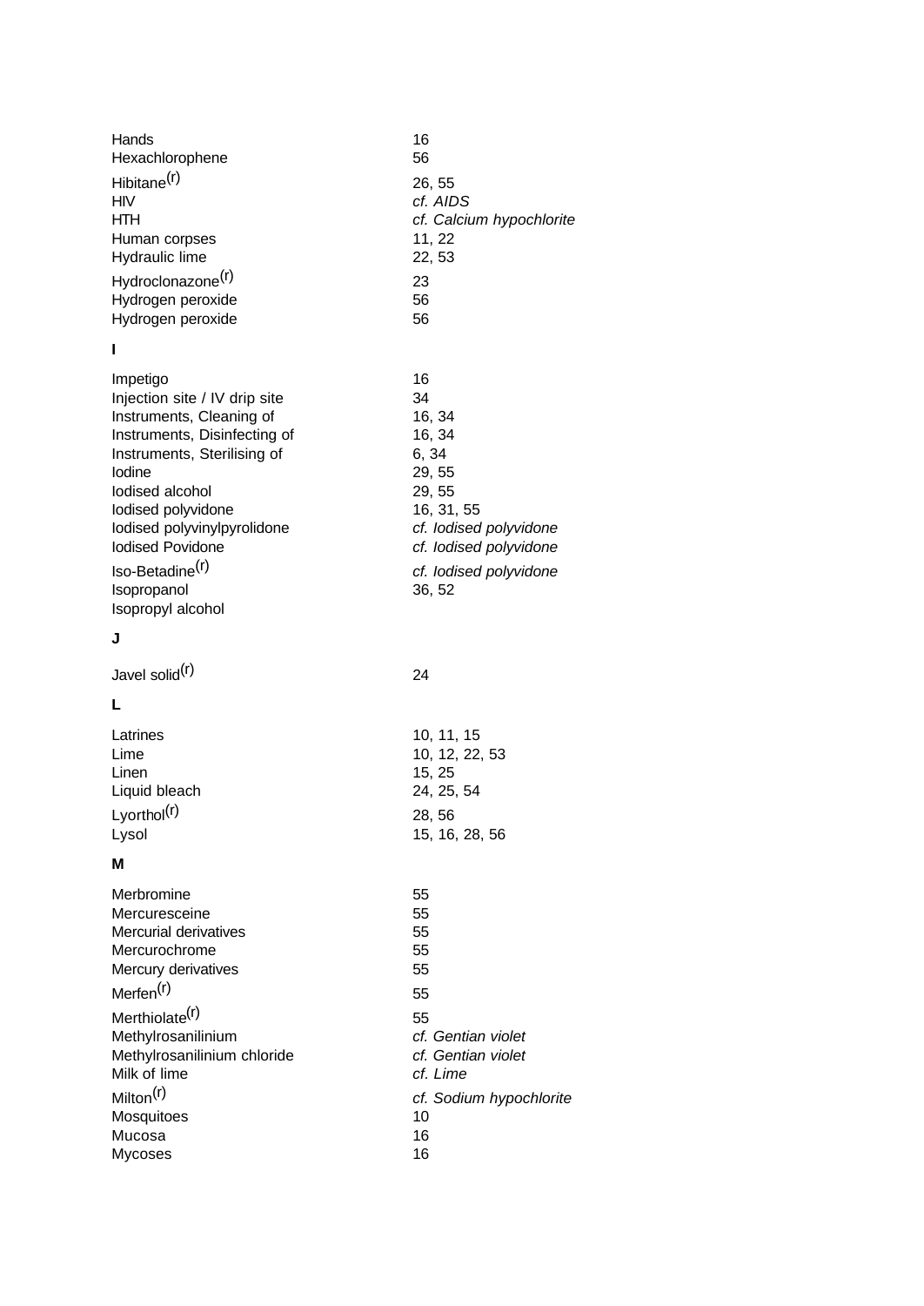| | |
|---|---|
| Hands | 16 |
| Hexachlorophene | 56 |
| Hibitane(r) | 26, 55 |
| HIV | *cf. AIDS* |
| HTH | *cf. Calcium hypochlorite* |
| Human corpses | 11, 22 |
| Hydraulic lime | 22, 53 |
| Hydroclonazone(r) | 23 |
| Hydrogen peroxide | 56 |
| Hydrogen peroxide | 56 |

**I**

| | |
|---|---|
| Impetigo | 16 |
| Injection site / IV drip site | 34 |
| Instruments, Cleaning of | 16, 34 |
| Instruments, Disinfecting of | 16, 34 |
| Instruments, Sterilising of | 6, 34 |
| Iodine | 29, 55 |
| Iodised alcohol | 29, 55 |
| Iodised polyvidone | 16, 31, 55 |
| Iodised polyvinylpyrolidone | *cf. Iodised polyvidone* |
| Iodised Povidone | *cf. Iodised polyvidone* |
| Iso-Betadine(r) | *cf. Iodised polyvidone* |
| Isopropanol | 36, 52 |
| Isopropyl alcohol | |

**J**

| | |
|---|---|
| Javel solid(r) | 24 |

**L**

| | |
|---|---|
| Latrines | 10, 11, 15 |
| Lime | 10, 12, 22, 53 |
| Linen | 15, 25 |
| Liquid bleach | 24, 25, 54 |
| Lyorthol(r) | 28, 56 |
| Lysol | 15, 16, 28, 56 |

**M**

| | |
|---|---|
| Merbromine | 55 |
| Mercuresceine | 55 |
| Mercurial derivatives | 55 |
| Mercurochrome | 55 |
| Mercury derivatives | 55 |
| Merfen(r) | 55 |
| Merthiolate(r) | 55 |
| Methylrosanilinium | *cf. Gentian violet* |
| Methylrosanilinium chloride | *cf. Gentian violet* |
| Milk of lime | *cf. Lime* |
| Milton(r) | *cf. Sodium hypochlorite* |
| Mosquitoes | 10 |
| Mucosa | 16 |
| Mycoses | 16 |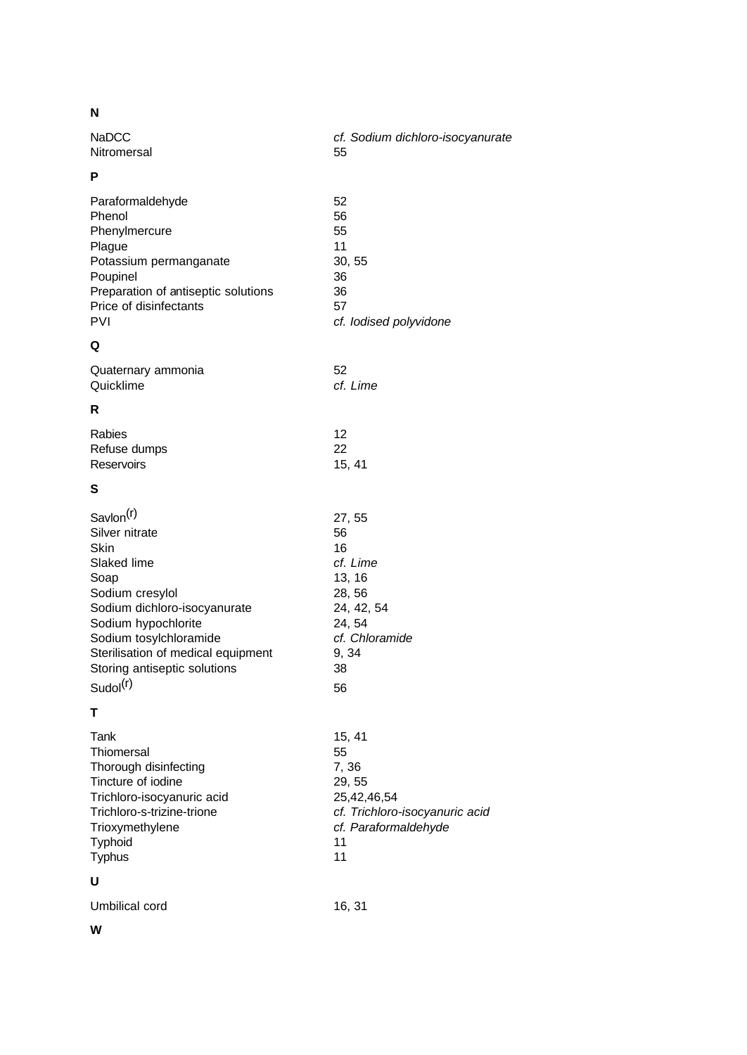**N**

| | |
|---|---|
| NaDCC | *cf. Sodium dichloro-isocyanurate* |
| Nitromersal | 55 |

**P**

| | |
|---|---|
| Paraformaldehyde | 52 |
| Phenol | 56 |
| Phenylmercure | 55 |
| Plague | 11 |
| Potassium permanganate | 30, 55 |
| Poupinel | 36 |
| Preparation of antiseptic solutions | 36 |
| Price of disinfectants | 57 |
| PVI | *cf. Iodised polyvidone* |

**Q**

| | |
|---|---|
| Quaternary ammonia | 52 |
| Quicklime | *cf. Lime* |

**R**

| | |
|---|---|
| Rabies | 12 |
| Refuse dumps | 22 |
| Reservoirs | 15, 41 |

**S**

| | |
|---|---|
| Savlon(r) | 27, 55 |
| Silver nitrate | 56 |
| Skin | 16 |
| Slaked lime | *cf. Lime* |
| Soap | 13, 16 |
| Sodium cresylol | 28, 56 |
| Sodium dichloro-isocyanurate | 24, 42, 54 |
| Sodium hypochlorite | 24, 54 |
| Sodium tosylchloramide | *cf. Chloramide* |
| Sterilisation of medical equipment | 9, 34 |
| Storing antiseptic solutions | 38 |
| Sudol(r) | 56 |

**T**

| | |
|---|---|
| Tank | 15, 41 |
| Thiomersal | 55 |
| Thorough disinfecting | 7, 36 |
| Tincture of iodine | 29, 55 |
| Trichloro-isocyanuric acid | 25,42,46,54 |
| Trichloro-s-trizine-trione | *cf. Trichloro-isocyanuric acid* |
| Trioxymethylene | *cf. Paraformaldehyde* |
| Typhoid | 11 |
| Typhus | 11 |

**U**

| | |
|---|---|
| Umbilical cord | 16, 31 |

**W**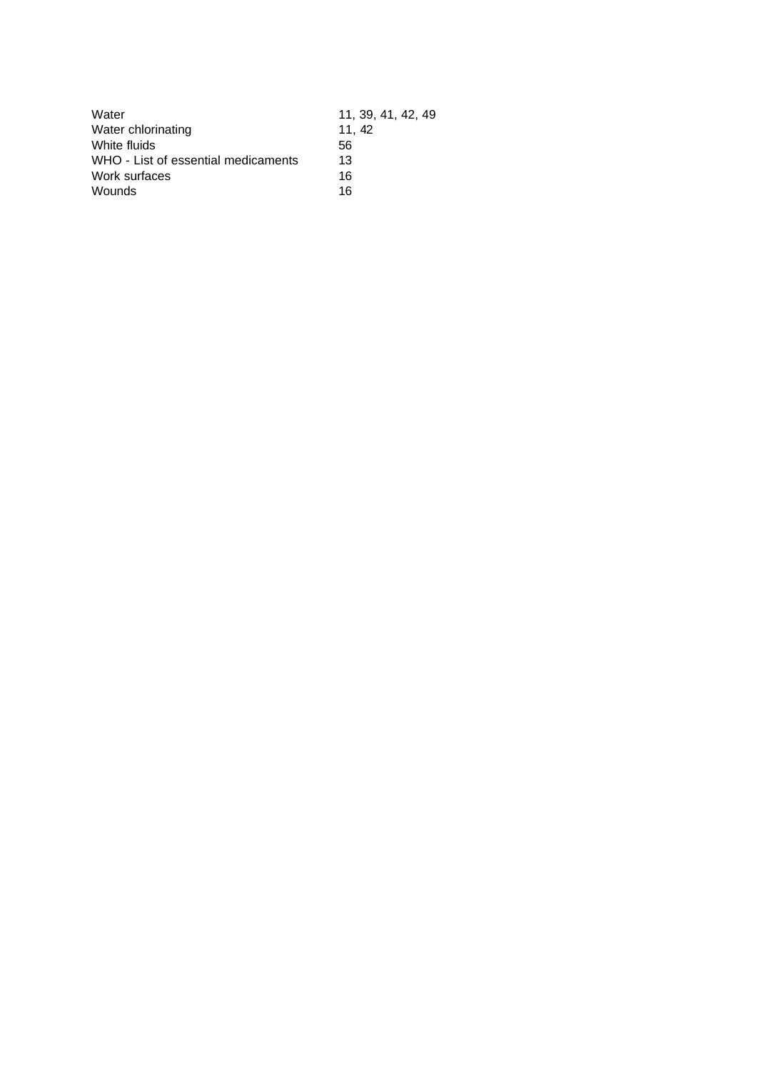| | |
|---|---|
| Water | 11, 39, 41, 42, 49 |
| Water chlorinating | 11, 42 |
| White fluids | 56 |
| WHO - List of essential medicaments | 13 |
| Work surfaces | 16 |
| Wounds | 16 |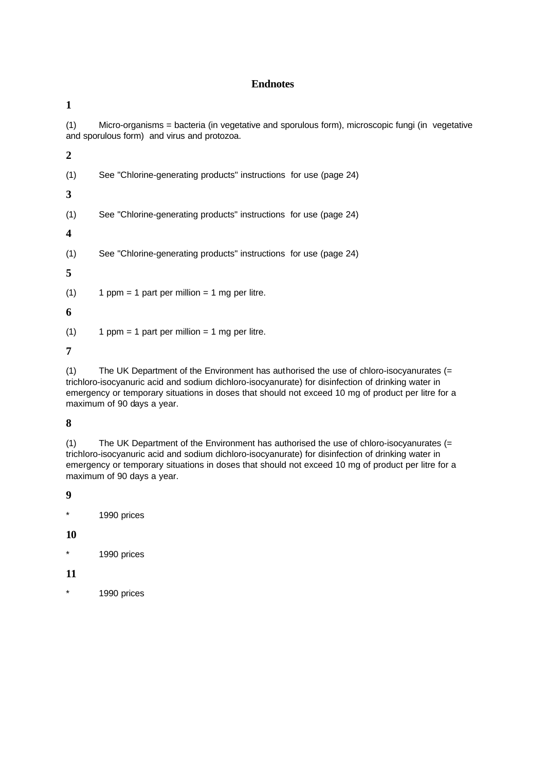## Endnotes

**1**

(1) Micro-organisms = bacteria (in vegetative and sporulous form), microscopic fungi (in vegetative and sporulous form) and virus and protozoa.

**2**

(1) See "Chlorine-generating products" instructions for use (page 24)

**3**

(1) See "Chlorine-generating products" instructions for use (page 24)

**4**

(1) See "Chlorine-generating products" instructions for use (page 24)

**5**

(1) 1 ppm = 1 part per million = 1 mg per litre.

**6**

(1) 1 ppm = 1 part per million = 1 mg per litre.

**7**

(1) The UK Department of the Environment has authorised the use of chloro-isocyanurates (= trichloro-isocyanuric acid and sodium dichloro-isocyanurate) for disinfection of drinking water in emergency or temporary situations in doses that should not exceed 10 mg of product per litre for a maximum of 90 days a year.

**8**

(1) The UK Department of the Environment has authorised the use of chloro-isocyanurates (= trichloro-isocyanuric acid and sodium dichloro-isocyanurate) for disinfection of drinking water in emergency or temporary situations in doses that should not exceed 10 mg of product per litre for a maximum of 90 days a year.

**9**

\* 1990 prices

**10**

\* 1990 prices

**11**

\* 1990 prices